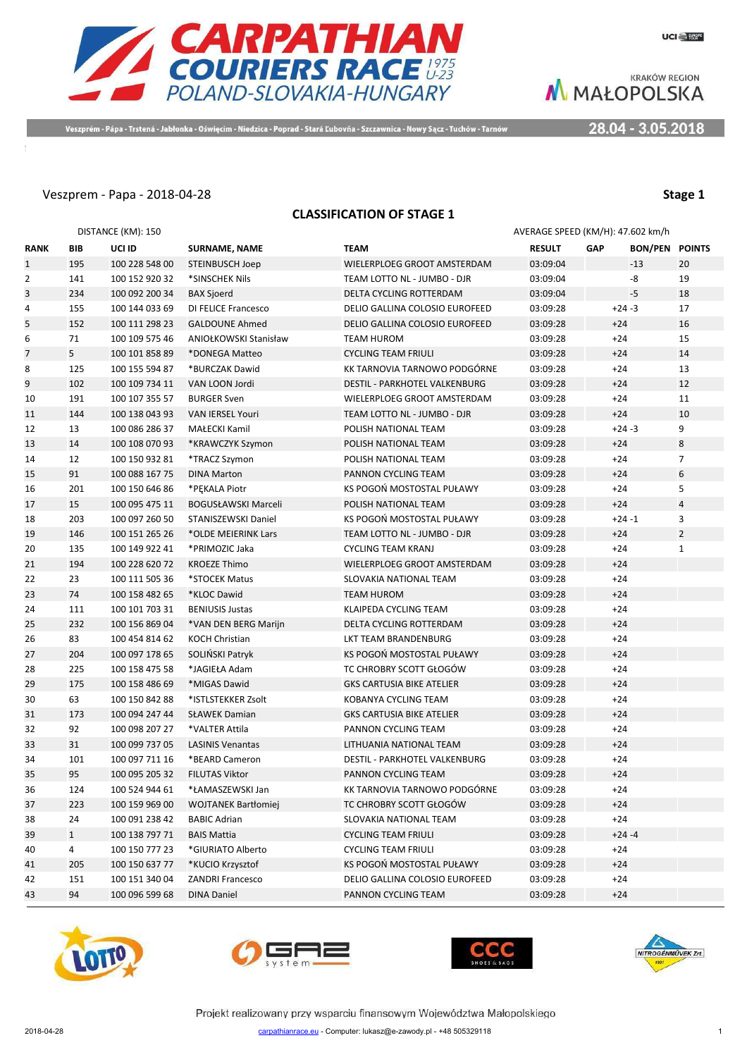# CARPATHIAN COURIERS RACE 1975 U-23

POLAND-SLOVAKIA-HUNGARY

KRAKÓW REGION MAŁOPOLSKA

Veszprém - Pápa - Trstená - Jabłonka - Oświęcim - Niedzica - Poprad - Stará Ľubovňa - Szczawnica - Nowy Sącz - Tuchów - Tarnów

28.04 - 3.05.2018

Veszprem - Papa - 2018-04-28

**Stage 1**

## CLASSIFICATION OF STAGE 1

DISTANCE (KM): 150

AVERAGE SPEED (KM/H): 47.602 km/h

| RANK | BIB | UCI ID | SURNAME, NAME | TEAM | RESULT | GAP | BON/PEN | POINTS |
|---|---|---|---|---|---|---|---|---|
| 1 | 195 | 100 228 548 00 | STEINBUSCH Joep | WIELERPLOEG GROOT AMSTERDAM | 03:09:04 | | -13 | 20 |
| 2 | 141 | 100 152 920 32 | *SINSCHEK Nils | TEAM LOTTO NL - JUMBO - DJR | 03:09:04 | | -8 | 19 |
| 3 | 234 | 100 092 200 34 | BAX Sjoerd | DELTA CYCLING ROTTERDAM | 03:09:04 | | -5 | 18 |
| 4 | 155 | 100 144 033 69 | DI FELICE Francesco | DELIO GALLINA COLOSIO EUROFEED | 03:09:28 | +24 | -3 | 17 |
| 5 | 152 | 100 111 298 23 | GALDOUNE Ahmed | DELIO GALLINA COLOSIO EUROFEED | 03:09:28 | +24 | | 16 |
| 6 | 71 | 100 109 575 46 | ANIOŁKOWSKI Stanisław | TEAM HUROM | 03:09:28 | +24 | | 15 |
| 7 | 5 | 100 101 858 89 | *DONEGA Matteo | CYCLING TEAM FRIULI | 03:09:28 | +24 | | 14 |
| 8 | 125 | 100 155 594 87 | *BURCZAK Dawid | KK TARNOVIA TARNOWO PODGÓRNE | 03:09:28 | +24 | | 13 |
| 9 | 102 | 100 109 734 11 | VAN LOON Jordi | DESTIL - PARKHOTEL VALKENBURG | 03:09:28 | +24 | | 12 |
| 10 | 191 | 100 107 355 57 | BURGER Sven | WIELERPLOEG GROOT AMSTERDAM | 03:09:28 | +24 | | 11 |
| 11 | 144 | 100 138 043 93 | VAN IERSEL Youri | TEAM LOTTO NL - JUMBO - DJR | 03:09:28 | +24 | | 10 |
| 12 | 13 | 100 086 286 37 | MAŁECKI Kamil | POLISH NATIONAL TEAM | 03:09:28 | +24 | -3 | 9 |
| 13 | 14 | 100 108 070 93 | *KRAWCZYK Szymon | POLISH NATIONAL TEAM | 03:09:28 | +24 | | 8 |
| 14 | 12 | 100 150 932 81 | *TRACZ Szymon | POLISH NATIONAL TEAM | 03:09:28 | +24 | | 7 |
| 15 | 91 | 100 088 167 75 | DINA Marton | PANNON CYCLING TEAM | 03:09:28 | +24 | | 6 |
| 16 | 201 | 100 150 646 86 | *PĘKALA Piotr | KS POGOŃ MOSTOSTAL PUŁAWY | 03:09:28 | +24 | | 5 |
| 17 | 15 | 100 095 475 11 | BOGUSŁAWSKI Marceli | POLISH NATIONAL TEAM | 03:09:28 | +24 | | 4 |
| 18 | 203 | 100 097 260 50 | STANISZEWSKI Daniel | KS POGOŃ MOSTOSTAL PUŁAWY | 03:09:28 | +24 | -1 | 3 |
| 19 | 146 | 100 151 265 26 | *OLDE MEIERINK Lars | TEAM LOTTO NL - JUMBO - DJR | 03:09:28 | +24 | | 2 |
| 20 | 135 | 100 149 922 41 | *PRIMOZIC Jaka | CYCLING TEAM KRANJ | 03:09:28 | +24 | | 1 |
| 21 | 194 | 100 228 620 72 | KROEZE Thimo | WIELERPLOEG GROOT AMSTERDAM | 03:09:28 | +24 | | |
| 22 | 23 | 100 111 505 36 | *STOCEK Matus | SLOVAKIA NATIONAL TEAM | 03:09:28 | +24 | | |
| 23 | 74 | 100 158 482 65 | *KLOC Dawid | TEAM HUROM | 03:09:28 | +24 | | |
| 24 | 111 | 100 101 703 31 | BENIUSIS Justas | KLAIPEDA CYCLING TEAM | 03:09:28 | +24 | | |
| 25 | 232 | 100 156 869 04 | *VAN DEN BERG Marijn | DELTA CYCLING ROTTERDAM | 03:09:28 | +24 | | |
| 26 | 83 | 100 454 814 62 | KOCH Christian | LKT TEAM BRANDENBURG | 03:09:28 | +24 | | |
| 27 | 204 | 100 097 178 65 | SOLIŃSKI Patryk | KS POGOŃ MOSTOSTAL PUŁAWY | 03:09:28 | +24 | | |
| 28 | 225 | 100 158 475 58 | *JAGIEŁA Adam | TC CHROBRY SCOTT GŁOGÓW | 03:09:28 | +24 | | |
| 29 | 175 | 100 158 486 69 | *MIGAS Dawid | GKS CARTUSIA BIKE ATELIER | 03:09:28 | +24 | | |
| 30 | 63 | 100 150 842 88 | *ISTLSTEKKER Zsolt | KOBANYA CYCLING TEAM | 03:09:28 | +24 | | |
| 31 | 173 | 100 094 247 44 | SŁAWEK Damian | GKS CARTUSIA BIKE ATELIER | 03:09:28 | +24 | | |
| 32 | 92 | 100 098 207 27 | *VALTER Attila | PANNON CYCLING TEAM | 03:09:28 | +24 | | |
| 33 | 31 | 100 099 737 05 | LASINIS Venantas | LITHUANIA NATIONAL TEAM | 03:09:28 | +24 | | |
| 34 | 101 | 100 097 711 16 | *BEARD Cameron | DESTIL - PARKHOTEL VALKENBURG | 03:09:28 | +24 | | |
| 35 | 95 | 100 095 205 32 | FILUTAS Viktor | PANNON CYCLING TEAM | 03:09:28 | +24 | | |
| 36 | 124 | 100 524 944 61 | *ŁAMASZEWSKI Jan | KK TARNOVIA TARNOWO PODGÓRNE | 03:09:28 | +24 | | |
| 37 | 223 | 100 159 969 00 | WOJTANEK Bartłomiej | TC CHROBRY SCOTT GŁOGÓW | 03:09:28 | +24 | | |
| 38 | 24 | 100 091 238 42 | BABIC Adrian | SLOVAKIA NATIONAL TEAM | 03:09:28 | +24 | | |
| 39 | 1 | 100 138 797 71 | BAIS Mattia | CYCLING TEAM FRIULI | 03:09:28 | +24 | -4 | |
| 40 | 4 | 100 150 777 23 | *GIURIATO Alberto | CYCLING TEAM FRIULI | 03:09:28 | +24 | | |
| 41 | 205 | 100 150 637 77 | *KUCIO Krzysztof | KS POGOŃ MOSTOSTAL PUŁAWY | 03:09:28 | +24 | | |
| 42 | 151 | 100 151 340 04 | ZANDRI Francesco | DELIO GALLINA COLOSIO EUROFEED | 03:09:28 | +24 | | |
| 43 | 94 | 100 096 599 68 | DINA Daniel | PANNON CYCLING TEAM | 03:09:28 | +24 | | |

Projekt realizowany przy wsparciu finansowym Województwa Małopolskiego

2018-04-28 carpathianrace.eu - Computer: lukasz@e-zawody.pl - +48 505329118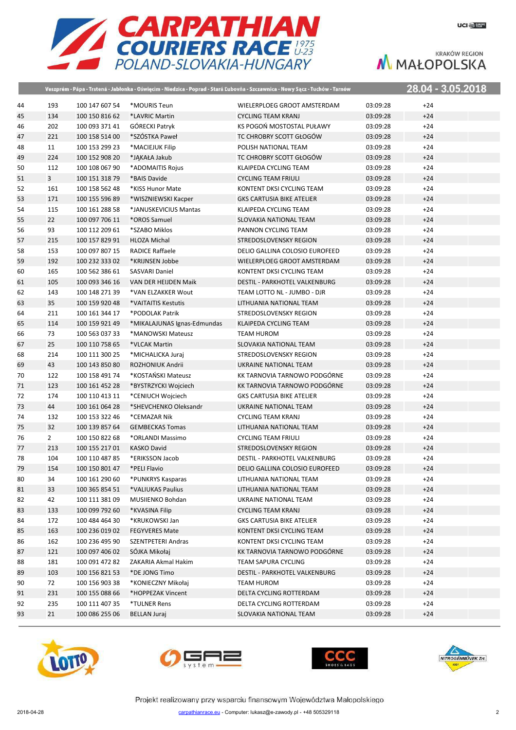# CARPATHIAN COURIERS RACE 1975 U-23

POLAND-SLOVAKIA-HUNGARY

Veszprém - Pápa - Trstená - Jabłonka - Oświęcim - Niedzica - Poprad - Stará Ľubovňa - Szczawnica - Nowy Sącz - Tuchów - Tarnów

28.04 - 3.05.2018

| | | | | | | |
|---|---|---|---|---|---|---|
| 44 | 193 | 100 147 607 54 | *MOURIS Teun | WIELERPLOEG GROOT AMSTERDAM | 03:09:28 | +24 |
| 45 | 134 | 100 150 816 62 | *LAVRIC Martin | CYCLING TEAM KRANJ | 03:09:28 | +24 |
| 46 | 202 | 100 093 371 41 | GÓRECKI Patryk | KS POGOŃ MOSTOSTAL PUŁAWY | 03:09:28 | +24 |
| 47 | 221 | 100 158 514 00 | *SZÓSTKA Paweł | TC CHROBRY SCOTT GŁOGÓW | 03:09:28 | +24 |
| 48 | 11 | 100 153 299 23 | *MACIEJUK Filip | POLISH NATIONAL TEAM | 03:09:28 | +24 |
| 49 | 224 | 100 152 908 20 | *JĄKAŁA Jakub | TC CHROBRY SCOTT GŁOGÓW | 03:09:28 | +24 |
| 50 | 112 | 100 108 067 90 | *ADOMAITIS Rojus | KLAIPEDA CYCLING TEAM | 03:09:28 | +24 |
| 51 | 3 | 100 151 318 79 | *BAIS Davide | CYCLING TEAM FRIULI | 03:09:28 | +24 |
| 52 | 161 | 100 158 562 48 | *KISS Hunor Mate | KONTENT DKSI CYCLING TEAM | 03:09:28 | +24 |
| 53 | 171 | 100 155 596 89 | *WISZNIEWSKI Kacper | GKS CARTUSIA BIKE ATELIER | 03:09:28 | +24 |
| 54 | 115 | 100 161 288 58 | *JANUSKEVICIUS Mantas | KLAIPEDA CYCLING TEAM | 03:09:28 | +24 |
| 55 | 22 | 100 097 706 11 | *OROS Samuel | SLOVAKIA NATIONAL TEAM | 03:09:28 | +24 |
| 56 | 93 | 100 112 209 61 | *SZABO Miklos | PANNON CYCLING TEAM | 03:09:28 | +24 |
| 57 | 215 | 100 157 829 91 | HLOZA Michal | STREDOSLOVENSKY REGION | 03:09:28 | +24 |
| 58 | 153 | 100 097 807 15 | RADICE Raffaele | DELIO GALLINA COLOSIO EUROFEED | 03:09:28 | +24 |
| 59 | 192 | 100 232 333 02 | *KRIJNSEN Jobbe | WIELERPLOEG GROOT AMSTERDAM | 03:09:28 | +24 |
| 60 | 165 | 100 562 386 61 | SASVARI Daniel | KONTENT DKSI CYCLING TEAM | 03:09:28 | +24 |
| 61 | 105 | 100 093 346 16 | VAN DER HEIJDEN Maik | DESTIL - PARKHOTEL VALKENBURG | 03:09:28 | +24 |
| 62 | 143 | 100 148 271 39 | *VAN ELZAKKER Wout | TEAM LOTTO NL - JUMBO - DJR | 03:09:28 | +24 |
| 63 | 35 | 100 159 920 48 | *VAITAITIS Kestutis | LITHUANIA NATIONAL TEAM | 03:09:28 | +24 |
| 64 | 211 | 100 161 344 17 | *PODOLAK Patrik | STREDOSLOVENSKY REGION | 03:09:28 | +24 |
| 65 | 114 | 100 159 921 49 | *MIKALAJUNAS Ignas-Edmundas | KLAIPEDA CYCLING TEAM | 03:09:28 | +24 |
| 66 | 73 | 100 563 037 33 | *MANOWSKI Mateusz | TEAM HUROM | 03:09:28 | +24 |
| 67 | 25 | 100 110 758 65 | *VLCAK Martin | SLOVAKIA NATIONAL TEAM | 03:09:28 | +24 |
| 68 | 214 | 100 111 300 25 | *MICHALICKA Juraj | STREDOSLOVENSKY REGION | 03:09:28 | +24 |
| 69 | 43 | 100 143 850 80 | ROZHONIUK Andrii | UKRAINE NATIONAL TEAM | 03:09:28 | +24 |
| 70 | 122 | 100 158 491 74 | *KOSTAŃSKI Mateusz | KK TARNOVIA TARNOWO PODGÓRNE | 03:09:28 | +24 |
| 71 | 123 | 100 161 452 28 | *BYSTRZYCKI Wojciech | KK TARNOVIA TARNOWO PODGÓRNE | 03:09:28 | +24 |
| 72 | 174 | 100 110 413 11 | *CENIUCH Wojciech | GKS CARTUSIA BIKE ATELIER | 03:09:28 | +24 |
| 73 | 44 | 100 161 064 28 | *SHEVCHENKO Oleksandr | UKRAINE NATIONAL TEAM | 03:09:28 | +24 |
| 74 | 132 | 100 153 322 46 | *CEMAZAR Nik | CYCLING TEAM KRANJ | 03:09:28 | +24 |
| 75 | 32 | 100 139 857 64 | GEMBECKAS Tomas | LITHUANIA NATIONAL TEAM | 03:09:28 | +24 |
| 76 | 2 | 100 150 822 68 | *ORLANDI Massimo | CYCLING TEAM FRIULI | 03:09:28 | +24 |
| 77 | 213 | 100 155 217 01 | KASKO David | STREDOSLOVENSKY REGION | 03:09:28 | +24 |
| 78 | 104 | 100 110 487 85 | *ERIKSSON Jacob | DESTIL - PARKHOTEL VALKENBURG | 03:09:28 | +24 |
| 79 | 154 | 100 150 801 47 | *PELI Flavio | DELIO GALLINA COLOSIO EUROFEED | 03:09:28 | +24 |
| 80 | 34 | 100 161 290 60 | *PUNKRYS Kasparas | LITHUANIA NATIONAL TEAM | 03:09:28 | +24 |
| 81 | 33 | 100 365 854 51 | *VALIUKAS Paulius | LITHUANIA NATIONAL TEAM | 03:09:28 | +24 |
| 82 | 42 | 100 111 381 09 | MUSIIENKO Bohdan | UKRAINE NATIONAL TEAM | 03:09:28 | +24 |
| 83 | 133 | 100 099 792 60 | *KVASINA Filip | CYCLING TEAM KRANJ | 03:09:28 | +24 |
| 84 | 172 | 100 484 464 30 | *KRUKOWSKI Jan | GKS CARTUSIA BIKE ATELIER | 03:09:28 | +24 |
| 85 | 163 | 100 236 019 02 | FEGYVERES Mate | KONTENT DKSI CYCLING TEAM | 03:09:28 | +24 |
| 86 | 162 | 100 236 495 90 | SZENTPETERI Andras | KONTENT DKSI CYCLING TEAM | 03:09:28 | +24 |
| 87 | 121 | 100 097 406 02 | SÓJKA Mikołaj | KK TARNOVIA TARNOWO PODGÓRNE | 03:09:28 | +24 |
| 88 | 181 | 100 091 472 82 | ZAKARIA Akmal Hakim | TEAM SAPURA CYCLING | 03:09:28 | +24 |
| 89 | 103 | 100 156 821 53 | *DE JONG Timo | DESTIL - PARKHOTEL VALKENBURG | 03:09:28 | +24 |
| 90 | 72 | 100 156 903 38 | *KONIECZNY Mikołaj | TEAM HUROM | 03:09:28 | +24 |
| 91 | 231 | 100 155 088 66 | *HOPPEZAK Vincent | DELTA CYCLING ROTTERDAM | 03:09:28 | +24 |
| 92 | 235 | 100 111 407 35 | *TULNER Rens | DELTA CYCLING ROTTERDAM | 03:09:28 | +24 |
| 93 | 21 | 100 086 255 06 | BELLAN Juraj | SLOVAKIA NATIONAL TEAM | 03:09:28 | +24 |

Projekt realizowany przy wsparciu finansowym Województwa Małopolskiego

2018-04-28 carpathianrace.eu - Computer: lukasz@e-zawody.pl - +48 505329118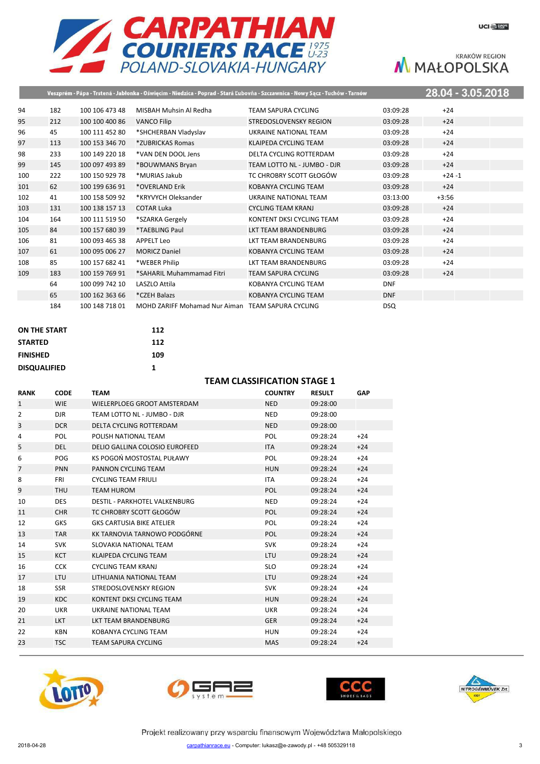# CARPATHIAN COURIERS RACE 1975 U-23

POLAND-SLOVAKIA-HUNGARY

KRAKÓW REGION MAŁOPOLSKA

Veszprém - Pápa - Trstená - Jabłonka - Oświęcim - Niedzica - Poprad - Stará Ľubovňa - Szczawnica - Nowy Sącz - Tuchów - Tarnów

28.04 - 3.05.2018

| | | | | | | |
|---|---|---|---|---|---|---|
| 94 | 182 | 100 106 473 48 | MISBAH Muhsin Al Redha | TEAM SAPURA CYCLING | 03:09:28 | +24 |
| 95 | 212 | 100 100 400 86 | VANCO Filip | STREDOSLOVENSKY REGION | 03:09:28 | +24 |
| 96 | 45 | 100 111 452 80 | *SHCHERBAN Vladyslav | UKRAINE NATIONAL TEAM | 03:09:28 | +24 |
| 97 | 113 | 100 153 346 70 | *ZUBRICKAS Romas | KLAIPEDA CYCLING TEAM | 03:09:28 | +24 |
| 98 | 233 | 100 149 220 18 | *VAN DEN DOOL Jens | DELTA CYCLING ROTTERDAM | 03:09:28 | +24 |
| 99 | 145 | 100 097 493 89 | *BOUWMANS Bryan | TEAM LOTTO NL - JUMBO - DJR | 03:09:28 | +24 |
| 100 | 222 | 100 150 929 78 | *MURIAS Jakub | TC CHROBRY SCOTT GŁOGÓW | 03:09:28 | +24 -1 |
| 101 | 62 | 100 199 636 91 | *OVERLAND Erik | KOBANYA CYCLING TEAM | 03:09:28 | +24 |
| 102 | 41 | 100 158 509 92 | *KRYVYCH Oleksander | UKRAINE NATIONAL TEAM | 03:13:00 | +3:56 |
| 103 | 131 | 100 138 157 13 | COTAR Luka | CYCLING TEAM KRANJ | 03:09:28 | +24 |
| 104 | 164 | 100 111 519 50 | *SZARKA Gergely | KONTENT DKSI CYCLING TEAM | 03:09:28 | +24 |
| 105 | 84 | 100 157 680 39 | *TAEBLING Paul | LKT TEAM BRANDENBURG | 03:09:28 | +24 |
| 106 | 81 | 100 093 465 38 | APPELT Leo | LKT TEAM BRANDENBURG | 03:09:28 | +24 |
| 107 | 61 | 100 095 006 27 | MORICZ Daniel | KOBANYA CYCLING TEAM | 03:09:28 | +24 |
| 108 | 85 | 100 157 682 41 | *WEBER Philip | LKT TEAM BRANDENBURG | 03:09:28 | +24 |
| 109 | 183 | 100 159 769 91 | *SAHARIL Muhammamad Fitri | TEAM SAPURA CYCLING | 03:09:28 | +24 |
| | 64 | 100 099 742 10 | LASZLO Attila | KOBANYA CYCLING TEAM | DNF | |
| | 65 | 100 162 363 66 | *CZEH Balazs | KOBANYA CYCLING TEAM | DNF | |
| | 184 | 100 148 718 01 | MOHD ZARIFF Mohamad Nur Aiman | TEAM SAPURA CYCLING | DSQ | |

| | |
|---|---|
| **ON THE START** | **112** |
| **STARTED** | **112** |
| **FINISHED** | **109** |
| **DISQUALIFIED** | **1** |

## TEAM CLASSIFICATION STAGE 1

| RANK | CODE | TEAM | COUNTRY | RESULT | GAP |
|---|---|---|---|---|---|
| 1 | WIE | WIELERPLOEG GROOT AMSTERDAM | NED | 09:28:00 | |
| 2 | DJR | TEAM LOTTO NL - JUMBO - DJR | NED | 09:28:00 | |
| 3 | DCR | DELTA CYCLING ROTTERDAM | NED | 09:28:00 | |
| 4 | POL | POLISH NATIONAL TEAM | POL | 09:28:24 | +24 |
| 5 | DEL | DELIO GALLINA COLOSIO EUROFEED | ITA | 09:28:24 | +24 |
| 6 | POG | KS POGOŃ MOSTOSTAL PUŁAWY | POL | 09:28:24 | +24 |
| 7 | PNN | PANNON CYCLING TEAM | HUN | 09:28:24 | +24 |
| 8 | FRI | CYCLING TEAM FRIULI | ITA | 09:28:24 | +24 |
| 9 | THU | TEAM HUROM | POL | 09:28:24 | +24 |
| 10 | DES | DESTIL - PARKHOTEL VALKENBURG | NED | 09:28:24 | +24 |
| 11 | CHR | TC CHROBRY SCOTT GŁOGÓW | POL | 09:28:24 | +24 |
| 12 | GKS | GKS CARTUSIA BIKE ATELIER | POL | 09:28:24 | +24 |
| 13 | TAR | KK TARNOVIA TARNOWO PODGÓRNE | POL | 09:28:24 | +24 |
| 14 | SVK | SLOVAKIA NATIONAL TEAM | SVK | 09:28:24 | +24 |
| 15 | KCT | KLAIPEDA CYCLING TEAM | LTU | 09:28:24 | +24 |
| 16 | CCK | CYCLING TEAM KRANJ | SLO | 09:28:24 | +24 |
| 17 | LTU | LITHUANIA NATIONAL TEAM | LTU | 09:28:24 | +24 |
| 18 | SSR | STREDOSLOVENSKY REGION | SVK | 09:28:24 | +24 |
| 19 | KDC | KONTENT DKSI CYCLING TEAM | HUN | 09:28:24 | +24 |
| 20 | UKR | UKRAINE NATIONAL TEAM | UKR | 09:28:24 | +24 |
| 21 | LKT | LKT TEAM BRANDENBURG | GER | 09:28:24 | +24 |
| 22 | KBN | KOBANYA CYCLING TEAM | HUN | 09:28:24 | +24 |
| 23 | TSC | TEAM SAPURA CYCLING | MAS | 09:28:24 | +24 |

Projekt realizowany przy wsparciu finansowym Województwa Małopolskiego

2018-04-28 carpathianrace.eu - Computer: lukasz@e-zawody.pl - +48 505329118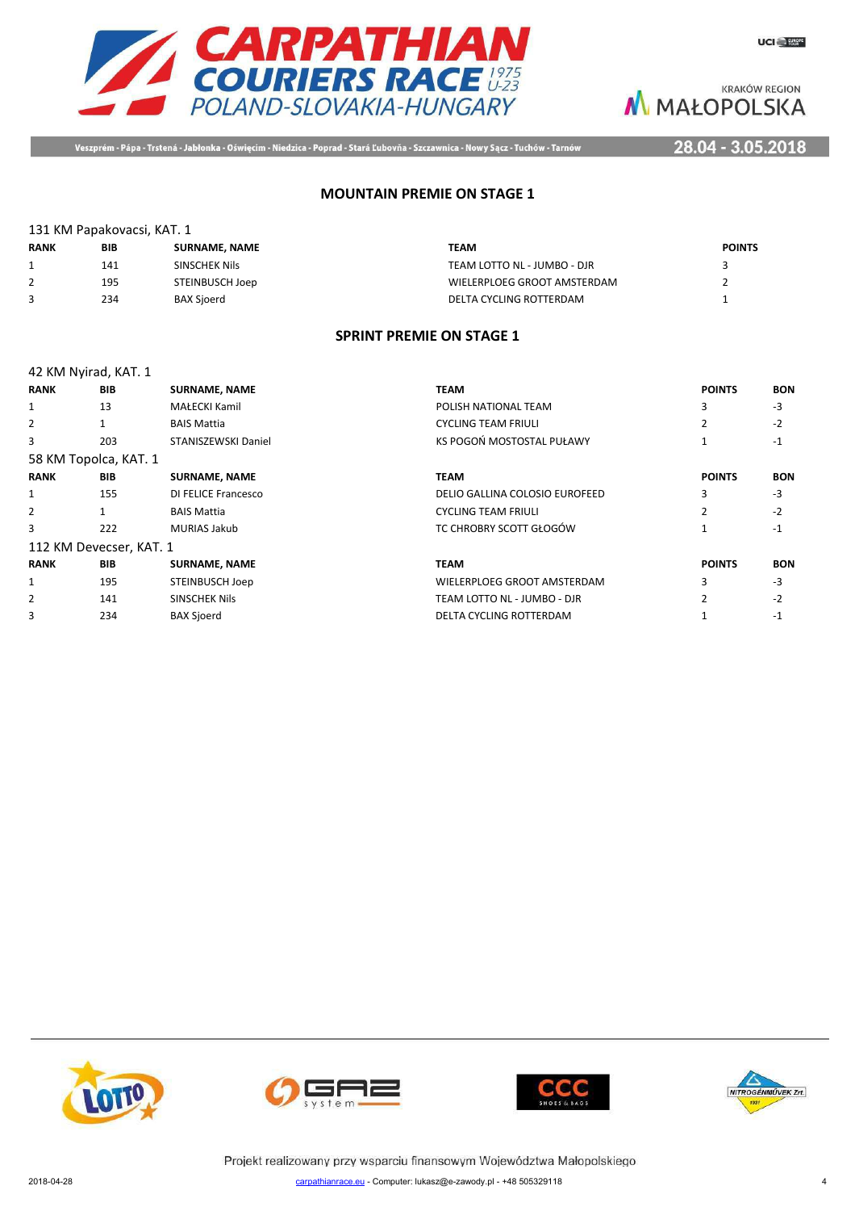## MOUNTAIN PREMIE ON STAGE 1

131 KM Papakovacsi, KAT. 1

| RANK | BIB | SURNAME, NAME | TEAM | POINTS |
|---|---|---|---|---|
| 1 | 141 | SINSCHEK Nils | TEAM LOTTO NL - JUMBO - DJR | 3 |
| 2 | 195 | STEINBUSCH Joep | WIELERPLOEG GROOT AMSTERDAM | 2 |
| 3 | 234 | BAX Sjoerd | DELTA CYCLING ROTTERDAM | 1 |

## SPRINT PREMIE ON STAGE 1

42 KM Nyirad, KAT. 1

| RANK | BIB | SURNAME, NAME | TEAM | POINTS | BON |
|---|---|---|---|---|---|
| 1 | 13 | MAŁECKI Kamil | POLISH NATIONAL TEAM | 3 | -3 |
| 2 | 1 | BAIS Mattia | CYCLING TEAM FRIULI | 2 | -2 |
| 3 | 203 | STANISZEWSKI Daniel | KS POGOŃ MOSTOSTAL PUŁAWY | 1 | -1 |

58 KM Topolca, KAT. 1

| RANK | BIB | SURNAME, NAME | TEAM | POINTS | BON |
|---|---|---|---|---|---|
| 1 | 155 | DI FELICE Francesco | DELIO GALLINA COLOSIO EUROFEED | 3 | -3 |
| 2 | 1 | BAIS Mattia | CYCLING TEAM FRIULI | 2 | -2 |
| 3 | 222 | MURIAS Jakub | TC CHROBRY SCOTT GŁOGÓW | 1 | -1 |

112 KM Devecser, KAT. 1

| RANK | BIB | SURNAME, NAME | TEAM | POINTS | BON |
|---|---|---|---|---|---|
| 1 | 195 | STEINBUSCH Joep | WIELERPLOEG GROOT AMSTERDAM | 3 | -3 |
| 2 | 141 | SINSCHEK Nils | TEAM LOTTO NL - JUMBO - DJR | 2 | -2 |
| 3 | 234 | BAX Sjoerd | DELTA CYCLING ROTTERDAM | 1 | -1 |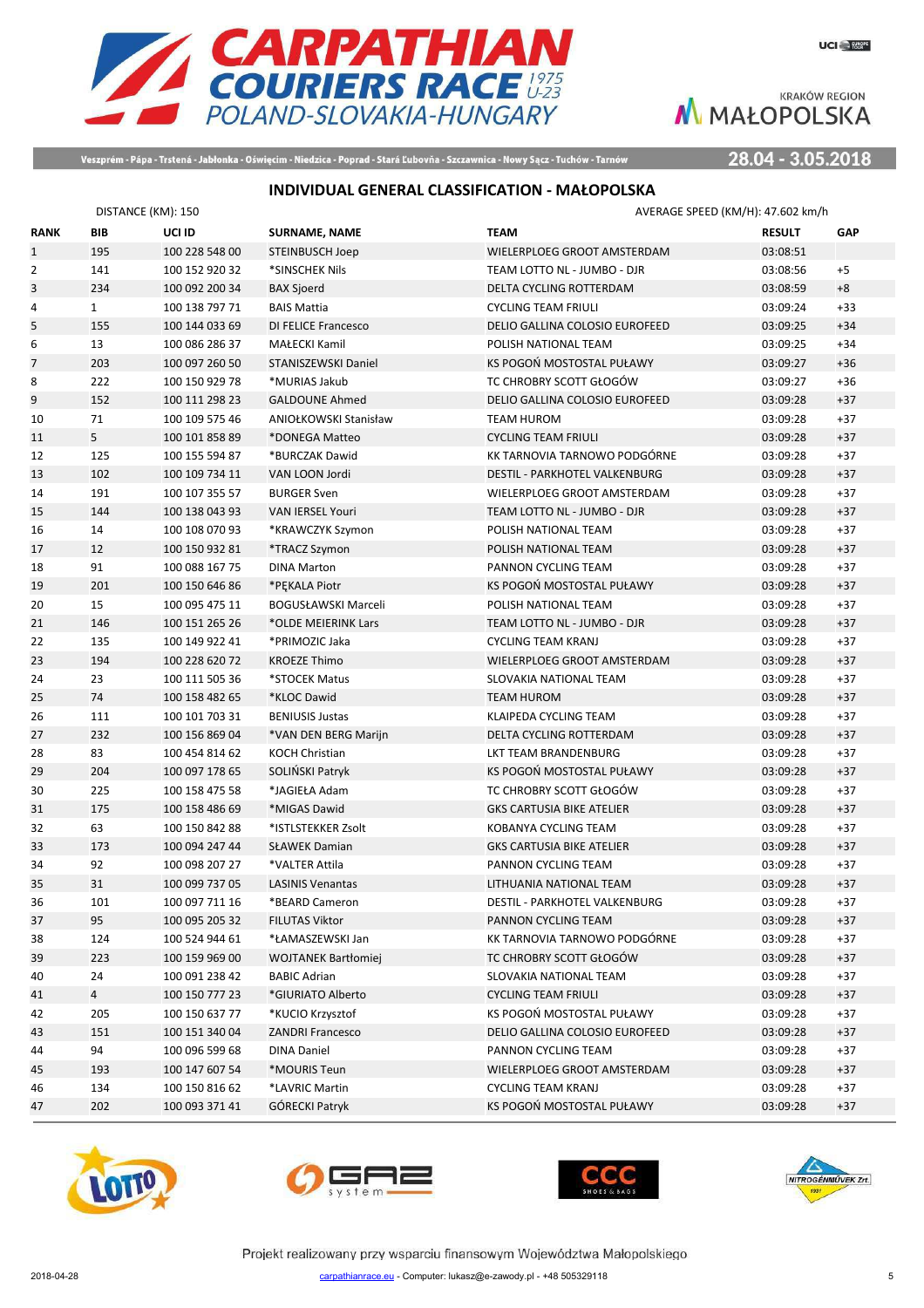Veszprém - Pápa - Trstená - Jabłonka - Oświęcim - Niedzica - Poprad - Stará Ľubovňa - Szczawnica - Nowy Sącz - Tuchów - Tarnów

28.04 - 3.05.2018

## INDIVIDUAL GENERAL CLASSIFICATION - MAŁOPOLSKA

DISTANCE (KM): 150

AVERAGE SPEED (KM/H): 47.602 km/h

| RANK | BIB | UCI ID | SURNAME, NAME | TEAM | RESULT | GAP |
|---|---|---|---|---|---|---|
| 1 | 195 | 100 228 548 00 | STEINBUSCH Joep | WIELERPLOEG GROOT AMSTERDAM | 03:08:51 | |
| 2 | 141 | 100 152 920 32 | *SINSCHEK Nils | TEAM LOTTO NL - JUMBO - DJR | 03:08:56 | +5 |
| 3 | 234 | 100 092 200 34 | BAX Sjoerd | DELTA CYCLING ROTTERDAM | 03:08:59 | +8 |
| 4 | 1 | 100 138 797 71 | BAIS Mattia | CYCLING TEAM FRIULI | 03:09:24 | +33 |
| 5 | 155 | 100 144 033 69 | DI FELICE Francesco | DELIO GALLINA COLOSIO EUROFEED | 03:09:25 | +34 |
| 6 | 13 | 100 086 286 37 | MAŁECKI Kamil | POLISH NATIONAL TEAM | 03:09:25 | +34 |
| 7 | 203 | 100 097 260 50 | STANISZEWSKI Daniel | KS POGOŃ MOSTOSTAL PUŁAWY | 03:09:27 | +36 |
| 8 | 222 | 100 150 929 78 | *MURIAS Jakub | TC CHROBRY SCOTT GŁOGÓW | 03:09:27 | +36 |
| 9 | 152 | 100 111 298 23 | GALDOUNE Ahmed | DELIO GALLINA COLOSIO EUROFEED | 03:09:28 | +37 |
| 10 | 71 | 100 109 575 46 | ANIOŁKOWSKI Stanisław | TEAM HUROM | 03:09:28 | +37 |
| 11 | 5 | 100 101 858 89 | *DONEGA Matteo | CYCLING TEAM FRIULI | 03:09:28 | +37 |
| 12 | 125 | 100 155 594 87 | *BURCZAK Dawid | KK TARNOVIA TARNOWO PODGÓRNE | 03:09:28 | +37 |
| 13 | 102 | 100 109 734 11 | VAN LOON Jordi | DESTIL - PARKHOTEL VALKENBURG | 03:09:28 | +37 |
| 14 | 191 | 100 107 355 57 | BURGER Sven | WIELERPLOEG GROOT AMSTERDAM | 03:09:28 | +37 |
| 15 | 144 | 100 138 043 93 | VAN IERSEL Youri | TEAM LOTTO NL - JUMBO - DJR | 03:09:28 | +37 |
| 16 | 14 | 100 108 070 93 | *KRAWCZYK Szymon | POLISH NATIONAL TEAM | 03:09:28 | +37 |
| 17 | 12 | 100 150 932 81 | *TRACZ Szymon | POLISH NATIONAL TEAM | 03:09:28 | +37 |
| 18 | 91 | 100 088 167 75 | DINA Marton | PANNON CYCLING TEAM | 03:09:28 | +37 |
| 19 | 201 | 100 150 646 86 | *PĘKALA Piotr | KS POGOŃ MOSTOSTAL PUŁAWY | 03:09:28 | +37 |
| 20 | 15 | 100 095 475 11 | BOGUSŁAWSKI Marceli | POLISH NATIONAL TEAM | 03:09:28 | +37 |
| 21 | 146 | 100 151 265 26 | *OLDE MEIERINK Lars | TEAM LOTTO NL - JUMBO - DJR | 03:09:28 | +37 |
| 22 | 135 | 100 149 922 41 | *PRIMOZIC Jaka | CYCLING TEAM KRANJ | 03:09:28 | +37 |
| 23 | 194 | 100 228 620 72 | KROEZE Thimo | WIELERPLOEG GROOT AMSTERDAM | 03:09:28 | +37 |
| 24 | 23 | 100 111 505 36 | *STOCEK Matus | SLOVAKIA NATIONAL TEAM | 03:09:28 | +37 |
| 25 | 74 | 100 158 482 65 | *KLOC Dawid | TEAM HUROM | 03:09:28 | +37 |
| 26 | 111 | 100 101 703 31 | BENIUSIS Justas | KLAIPEDA CYCLING TEAM | 03:09:28 | +37 |
| 27 | 232 | 100 156 869 04 | *VAN DEN BERG Marijn | DELTA CYCLING ROTTERDAM | 03:09:28 | +37 |
| 28 | 83 | 100 454 814 62 | KOCH Christian | LKT TEAM BRANDENBURG | 03:09:28 | +37 |
| 29 | 204 | 100 097 178 65 | SOLIŃSKI Patryk | KS POGOŃ MOSTOSTAL PUŁAWY | 03:09:28 | +37 |
| 30 | 225 | 100 158 475 58 | *JAGIEŁA Adam | TC CHROBRY SCOTT GŁOGÓW | 03:09:28 | +37 |
| 31 | 175 | 100 158 486 69 | *MIGAS Dawid | GKS CARTUSIA BIKE ATELIER | 03:09:28 | +37 |
| 32 | 63 | 100 150 842 88 | *ISTLSTEKKER Zsolt | KOBANYA CYCLING TEAM | 03:09:28 | +37 |
| 33 | 173 | 100 094 247 44 | SŁAWEK Damian | GKS CARTUSIA BIKE ATELIER | 03:09:28 | +37 |
| 34 | 92 | 100 098 207 27 | *VALTER Attila | PANNON CYCLING TEAM | 03:09:28 | +37 |
| 35 | 31 | 100 099 737 05 | LASINIS Venantas | LITHUANIA NATIONAL TEAM | 03:09:28 | +37 |
| 36 | 101 | 100 097 711 16 | *BEARD Cameron | DESTIL - PARKHOTEL VALKENBURG | 03:09:28 | +37 |
| 37 | 95 | 100 095 205 32 | FILUTAS Viktor | PANNON CYCLING TEAM | 03:09:28 | +37 |
| 38 | 124 | 100 524 944 61 | *ŁAMASZEWSKI Jan | KK TARNOVIA TARNOWO PODGÓRNE | 03:09:28 | +37 |
| 39 | 223 | 100 159 969 00 | WOJTANEK Bartłomiej | TC CHROBRY SCOTT GŁOGÓW | 03:09:28 | +37 |
| 40 | 24 | 100 091 238 42 | BABIC Adrian | SLOVAKIA NATIONAL TEAM | 03:09:28 | +37 |
| 41 | 4 | 100 150 777 23 | *GIURIATO Alberto | CYCLING TEAM FRIULI | 03:09:28 | +37 |
| 42 | 205 | 100 150 637 77 | *KUCIO Krzysztof | KS POGOŃ MOSTOSTAL PUŁAWY | 03:09:28 | +37 |
| 43 | 151 | 100 151 340 04 | ZANDRI Francesco | DELIO GALLINA COLOSIO EUROFEED | 03:09:28 | +37 |
| 44 | 94 | 100 096 599 68 | DINA Daniel | PANNON CYCLING TEAM | 03:09:28 | +37 |
| 45 | 193 | 100 147 607 54 | *MOURIS Teun | WIELERPLOEG GROOT AMSTERDAM | 03:09:28 | +37 |
| 46 | 134 | 100 150 816 62 | *LAVRIC Martin | CYCLING TEAM KRANJ | 03:09:28 | +37 |
| 47 | 202 | 100 093 371 41 | GÓRECKI Patryk | KS POGOŃ MOSTOSTAL PUŁAWY | 03:09:28 | +37 |

Projekt realizowany przy wsparciu finansowym Województwa Małopolskiego

2018-04-28 carpathianrace.eu - Computer: lukasz@e-zawody.pl - +48 505329118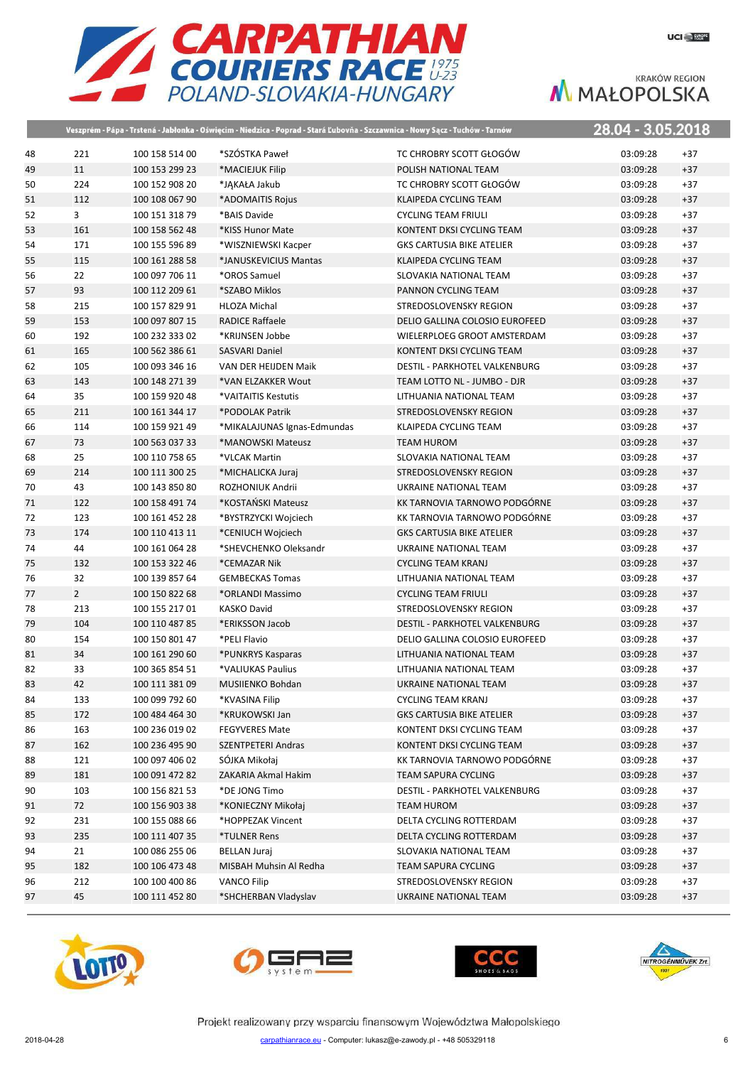# CARPATHIAN COURIERS RACE 1975 U-23

POLAND-SLOVAKIA-HUNGARY

KRAKÓW REGION MAŁOPOLSKA

Veszprém - Pápa - Trstená - Jabłonka - Oświęcim - Niedzica - Poprad - Stará Ľubovňa - Szczawnica - Nowy Sącz - Tuchów - Tarnów

28.04 - 3.05.2018

| | | | | | | |
|---|---|---|---|---|---|---|
| 48 | 221 | 100 158 514 00 | *SZÓSTKA Paweł | TC CHROBRY SCOTT GŁOGÓW | 03:09:28 | +37 |
| 49 | 11 | 100 153 299 23 | *MACIEJUK Filip | POLISH NATIONAL TEAM | 03:09:28 | +37 |
| 50 | 224 | 100 152 908 20 | *JĄKAŁA Jakub | TC CHROBRY SCOTT GŁOGÓW | 03:09:28 | +37 |
| 51 | 112 | 100 108 067 90 | *ADOMAITIS Rojus | KLAIPEDA CYCLING TEAM | 03:09:28 | +37 |
| 52 | 3 | 100 151 318 79 | *BAIS Davide | CYCLING TEAM FRIULI | 03:09:28 | +37 |
| 53 | 161 | 100 158 562 48 | *KISS Hunor Mate | KONTENT DKSI CYCLING TEAM | 03:09:28 | +37 |
| 54 | 171 | 100 155 596 89 | *WISZNIEWSKI Kacper | GKS CARTUSIA BIKE ATELIER | 03:09:28 | +37 |
| 55 | 115 | 100 161 288 58 | *JANUSKEVICIUS Mantas | KLAIPEDA CYCLING TEAM | 03:09:28 | +37 |
| 56 | 22 | 100 097 706 11 | *OROS Samuel | SLOVAKIA NATIONAL TEAM | 03:09:28 | +37 |
| 57 | 93 | 100 112 209 61 | *SZABO Miklos | PANNON CYCLING TEAM | 03:09:28 | +37 |
| 58 | 215 | 100 157 829 91 | HLOZA Michal | STREDOSLOVENSKY REGION | 03:09:28 | +37 |
| 59 | 153 | 100 097 807 15 | RADICE Raffaele | DELIO GALLINA COLOSIO EUROFEED | 03:09:28 | +37 |
| 60 | 192 | 100 232 333 02 | *KRIJNSEN Jobbe | WIELERPLOEG GROOT AMSTERDAM | 03:09:28 | +37 |
| 61 | 165 | 100 562 386 61 | SASVARI Daniel | KONTENT DKSI CYCLING TEAM | 03:09:28 | +37 |
| 62 | 105 | 100 093 346 16 | VAN DER HEIJDEN Maik | DESTIL - PARKHOTEL VALKENBURG | 03:09:28 | +37 |
| 63 | 143 | 100 148 271 39 | *VAN ELZAKKER Wout | TEAM LOTTO NL - JUMBO - DJR | 03:09:28 | +37 |
| 64 | 35 | 100 159 920 48 | *VAITAITIS Kestutis | LITHUANIA NATIONAL TEAM | 03:09:28 | +37 |
| 65 | 211 | 100 161 344 17 | *PODOLAK Patrik | STREDOSLOVENSKY REGION | 03:09:28 | +37 |
| 66 | 114 | 100 159 921 49 | *MIKALAJUNAS Ignas-Edmundas | KLAIPEDA CYCLING TEAM | 03:09:28 | +37 |
| 67 | 73 | 100 563 037 33 | *MANOWSKI Mateusz | TEAM HUROM | 03:09:28 | +37 |
| 68 | 25 | 100 110 758 65 | *VLCAK Martin | SLOVAKIA NATIONAL TEAM | 03:09:28 | +37 |
| 69 | 214 | 100 111 300 25 | *MICHALICKA Juraj | STREDOSLOVENSKY REGION | 03:09:28 | +37 |
| 70 | 43 | 100 143 850 80 | ROZHONIUK Andrii | UKRAINE NATIONAL TEAM | 03:09:28 | +37 |
| 71 | 122 | 100 158 491 74 | *KOSTAŃSKI Mateusz | KK TARNOVIA TARNOWO PODGÓRNE | 03:09:28 | +37 |
| 72 | 123 | 100 161 452 28 | *BYSTRZYCKI Wojciech | KK TARNOVIA TARNOWO PODGÓRNE | 03:09:28 | +37 |
| 73 | 174 | 100 110 413 11 | *CENIUCH Wojciech | GKS CARTUSIA BIKE ATELIER | 03:09:28 | +37 |
| 74 | 44 | 100 161 064 28 | *SHEVCHENKO Oleksandr | UKRAINE NATIONAL TEAM | 03:09:28 | +37 |
| 75 | 132 | 100 153 322 46 | *CEMAZAR Nik | CYCLING TEAM KRANJ | 03:09:28 | +37 |
| 76 | 32 | 100 139 857 64 | GEMBECKAS Tomas | LITHUANIA NATIONAL TEAM | 03:09:28 | +37 |
| 77 | 2 | 100 150 822 68 | *ORLANDI Massimo | CYCLING TEAM FRIULI | 03:09:28 | +37 |
| 78 | 213 | 100 155 217 01 | KASKO David | STREDOSLOVENSKY REGION | 03:09:28 | +37 |
| 79 | 104 | 100 110 487 85 | *ERIKSSON Jacob | DESTIL - PARKHOTEL VALKENBURG | 03:09:28 | +37 |
| 80 | 154 | 100 150 801 47 | *PELI Flavio | DELIO GALLINA COLOSIO EUROFEED | 03:09:28 | +37 |
| 81 | 34 | 100 161 290 60 | *PUNKRYS Kasparas | LITHUANIA NATIONAL TEAM | 03:09:28 | +37 |
| 82 | 33 | 100 365 854 51 | *VALIUKAS Paulius | LITHUANIA NATIONAL TEAM | 03:09:28 | +37 |
| 83 | 42 | 100 111 381 09 | MUSIIENKO Bohdan | UKRAINE NATIONAL TEAM | 03:09:28 | +37 |
| 84 | 133 | 100 099 792 60 | *KVASINA Filip | CYCLING TEAM KRANJ | 03:09:28 | +37 |
| 85 | 172 | 100 484 464 30 | *KRUKOWSKI Jan | GKS CARTUSIA BIKE ATELIER | 03:09:28 | +37 |
| 86 | 163 | 100 236 019 02 | FEGYVERES Mate | KONTENT DKSI CYCLING TEAM | 03:09:28 | +37 |
| 87 | 162 | 100 236 495 90 | SZENTPETERI Andras | KONTENT DKSI CYCLING TEAM | 03:09:28 | +37 |
| 88 | 121 | 100 097 406 02 | SÓJKA Mikołaj | KK TARNOVIA TARNOWO PODGÓRNE | 03:09:28 | +37 |
| 89 | 181 | 100 091 472 82 | ZAKARIA Akmal Hakim | TEAM SAPURA CYCLING | 03:09:28 | +37 |
| 90 | 103 | 100 156 821 53 | *DE JONG Timo | DESTIL - PARKHOTEL VALKENBURG | 03:09:28 | +37 |
| 91 | 72 | 100 156 903 38 | *KONIECZNY Mikołaj | TEAM HUROM | 03:09:28 | +37 |
| 92 | 231 | 100 155 088 66 | *HOPPEZAK Vincent | DELTA CYCLING ROTTERDAM | 03:09:28 | +37 |
| 93 | 235 | 100 111 407 35 | *TULNER Rens | DELTA CYCLING ROTTERDAM | 03:09:28 | +37 |
| 94 | 21 | 100 086 255 06 | BELLAN Juraj | SLOVAKIA NATIONAL TEAM | 03:09:28 | +37 |
| 95 | 182 | 100 106 473 48 | MISBAH Muhsin Al Redha | TEAM SAPURA CYCLING | 03:09:28 | +37 |
| 96 | 212 | 100 100 400 86 | VANCO Filip | STREDOSLOVENSKY REGION | 03:09:28 | +37 |
| 97 | 45 | 100 111 452 80 | *SHCHERBAN Vladyslav | UKRAINE NATIONAL TEAM | 03:09:28 | +37 |

Projekt realizowany przy wsparciu finansowym Województwa Małopolskiego

2018-04-28 carpathianrace.eu - Computer: lukasz@e-zawody.pl - +48 505329118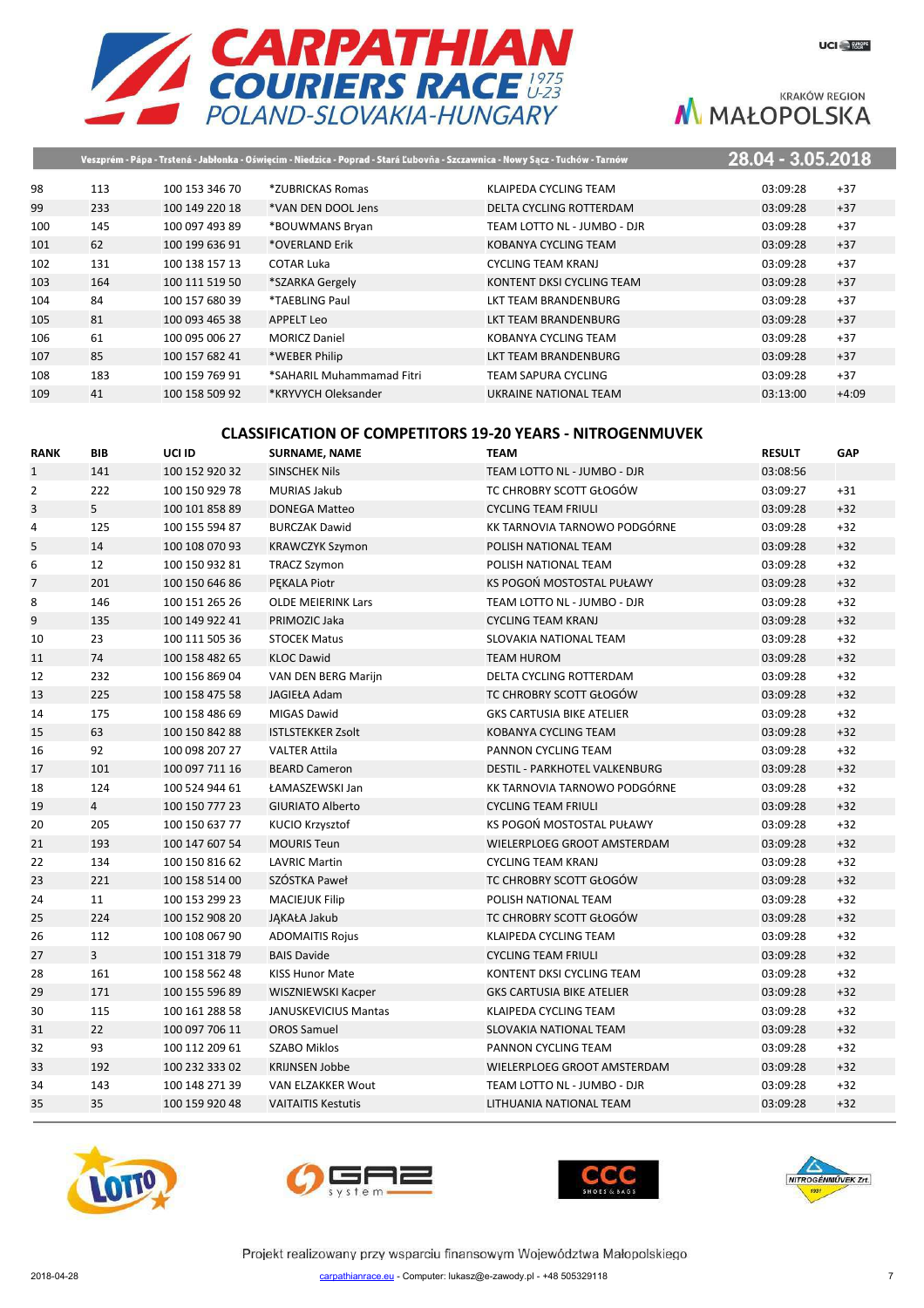| | | | | | | |
|---|---|---|---|---|---|---|
| 98 | 113 | 100 153 346 70 | *ZUBRICKAS Romas | KLAIPEDA CYCLING TEAM | 03:09:28 | +37 |
| 99 | 233 | 100 149 220 18 | *VAN DEN DOOL Jens | DELTA CYCLING ROTTERDAM | 03:09:28 | +37 |
| 100 | 145 | 100 097 493 89 | *BOUWMANS Bryan | TEAM LOTTO NL - JUMBO - DJR | 03:09:28 | +37 |
| 101 | 62 | 100 199 636 91 | *OVERLAND Erik | KOBANYA CYCLING TEAM | 03:09:28 | +37 |
| 102 | 131 | 100 138 157 13 | COTAR Luka | CYCLING TEAM KRANJ | 03:09:28 | +37 |
| 103 | 164 | 100 111 519 50 | *SZARKA Gergely | KONTENT DKSI CYCLING TEAM | 03:09:28 | +37 |
| 104 | 84 | 100 157 680 39 | *TAEBLING Paul | LKT TEAM BRANDENBURG | 03:09:28 | +37 |
| 105 | 81 | 100 093 465 38 | APPELT Leo | LKT TEAM BRANDENBURG | 03:09:28 | +37 |
| 106 | 61 | 100 095 006 27 | MORICZ Daniel | KOBANYA CYCLING TEAM | 03:09:28 | +37 |
| 107 | 85 | 100 157 682 41 | *WEBER Philip | LKT TEAM BRANDENBURG | 03:09:28 | +37 |
| 108 | 183 | 100 159 769 91 | *SAHARIL Muhammamad Fitri | TEAM SAPURA CYCLING | 03:09:28 | +37 |
| 109 | 41 | 100 158 509 92 | *KRYVYCH Oleksander | UKRAINE NATIONAL TEAM | 03:13:00 | +4:09 |

## CLASSIFICATION OF COMPETITORS 19-20 YEARS - NITROGENMUVEK

| RANK | BIB | UCI ID | SURNAME, NAME | TEAM | RESULT | GAP |
|---|---|---|---|---|---|---|
| 1 | 141 | 100 152 920 32 | SINSCHEK Nils | TEAM LOTTO NL - JUMBO - DJR | 03:08:56 | |
| 2 | 222 | 100 150 929 78 | MURIAS Jakub | TC CHROBRY SCOTT GŁOGÓW | 03:09:27 | +31 |
| 3 | 5 | 100 101 858 89 | DONEGA Matteo | CYCLING TEAM FRIULI | 03:09:28 | +32 |
| 4 | 125 | 100 155 594 87 | BURCZAK Dawid | KK TARNOVIA TARNOWO PODGÓRNE | 03:09:28 | +32 |
| 5 | 14 | 100 108 070 93 | KRAWCZYK Szymon | POLISH NATIONAL TEAM | 03:09:28 | +32 |
| 6 | 12 | 100 150 932 81 | TRACZ Szymon | POLISH NATIONAL TEAM | 03:09:28 | +32 |
| 7 | 201 | 100 150 646 86 | PĘKALA Piotr | KS POGOŃ MOSTOSTAL PUŁAWY | 03:09:28 | +32 |
| 8 | 146 | 100 151 265 26 | OLDE MEIERINK Lars | TEAM LOTTO NL - JUMBO - DJR | 03:09:28 | +32 |
| 9 | 135 | 100 149 922 41 | PRIMOZIC Jaka | CYCLING TEAM KRANJ | 03:09:28 | +32 |
| 10 | 23 | 100 111 505 36 | STOCEK Matus | SLOVAKIA NATIONAL TEAM | 03:09:28 | +32 |
| 11 | 74 | 100 158 482 65 | KLOC Dawid | TEAM HUROM | 03:09:28 | +32 |
| 12 | 232 | 100 156 869 04 | VAN DEN BERG Marijn | DELTA CYCLING ROTTERDAM | 03:09:28 | +32 |
| 13 | 225 | 100 158 475 58 | JAGIEŁA Adam | TC CHROBRY SCOTT GŁOGÓW | 03:09:28 | +32 |
| 14 | 175 | 100 158 486 69 | MIGAS Dawid | GKS CARTUSIA BIKE ATELIER | 03:09:28 | +32 |
| 15 | 63 | 100 150 842 88 | ISTLSTEKKER Zsolt | KOBANYA CYCLING TEAM | 03:09:28 | +32 |
| 16 | 92 | 100 098 207 27 | VALTER Attila | PANNON CYCLING TEAM | 03:09:28 | +32 |
| 17 | 101 | 100 097 711 16 | BEARD Cameron | DESTIL - PARKHOTEL VALKENBURG | 03:09:28 | +32 |
| 18 | 124 | 100 524 944 61 | ŁAMASZEWSKI Jan | KK TARNOVIA TARNOWO PODGÓRNE | 03:09:28 | +32 |
| 19 | 4 | 100 150 777 23 | GIURIATO Alberto | CYCLING TEAM FRIULI | 03:09:28 | +32 |
| 20 | 205 | 100 150 637 77 | KUCIO Krzysztof | KS POGOŃ MOSTOSTAL PUŁAWY | 03:09:28 | +32 |
| 21 | 193 | 100 147 607 54 | MOURIS Teun | WIELERPLOEG GROOT AMSTERDAM | 03:09:28 | +32 |
| 22 | 134 | 100 150 816 62 | LAVRIC Martin | CYCLING TEAM KRANJ | 03:09:28 | +32 |
| 23 | 221 | 100 158 514 00 | SZÓSTKA Paweł | TC CHROBRY SCOTT GŁOGÓW | 03:09:28 | +32 |
| 24 | 11 | 100 153 299 23 | MACIEJUK Filip | POLISH NATIONAL TEAM | 03:09:28 | +32 |
| 25 | 224 | 100 152 908 20 | JĄKAŁA Jakub | TC CHROBRY SCOTT GŁOGÓW | 03:09:28 | +32 |
| 26 | 112 | 100 108 067 90 | ADOMAITIS Rojus | KLAIPEDA CYCLING TEAM | 03:09:28 | +32 |
| 27 | 3 | 100 151 318 79 | BAIS Davide | CYCLING TEAM FRIULI | 03:09:28 | +32 |
| 28 | 161 | 100 158 562 48 | KISS Hunor Mate | KONTENT DKSI CYCLING TEAM | 03:09:28 | +32 |
| 29 | 171 | 100 155 596 89 | WISZNIEWSKI Kacper | GKS CARTUSIA BIKE ATELIER | 03:09:28 | +32 |
| 30 | 115 | 100 161 288 58 | JANUSKEVICIUS Mantas | KLAIPEDA CYCLING TEAM | 03:09:28 | +32 |
| 31 | 22 | 100 097 706 11 | OROS Samuel | SLOVAKIA NATIONAL TEAM | 03:09:28 | +32 |
| 32 | 93 | 100 112 209 61 | SZABO Miklos | PANNON CYCLING TEAM | 03:09:28 | +32 |
| 33 | 192 | 100 232 333 02 | KRIJNSEN Jobbe | WIELERPLOEG GROOT AMSTERDAM | 03:09:28 | +32 |
| 34 | 143 | 100 148 271 39 | VAN ELZAKKER Wout | TEAM LOTTO NL - JUMBO - DJR | 03:09:28 | +32 |
| 35 | 35 | 100 159 920 48 | VAITAITIS Kestutis | LITHUANIA NATIONAL TEAM | 03:09:28 | +32 |

Projekt realizowany przy wsparciu finansowym Województwa Małopolskiego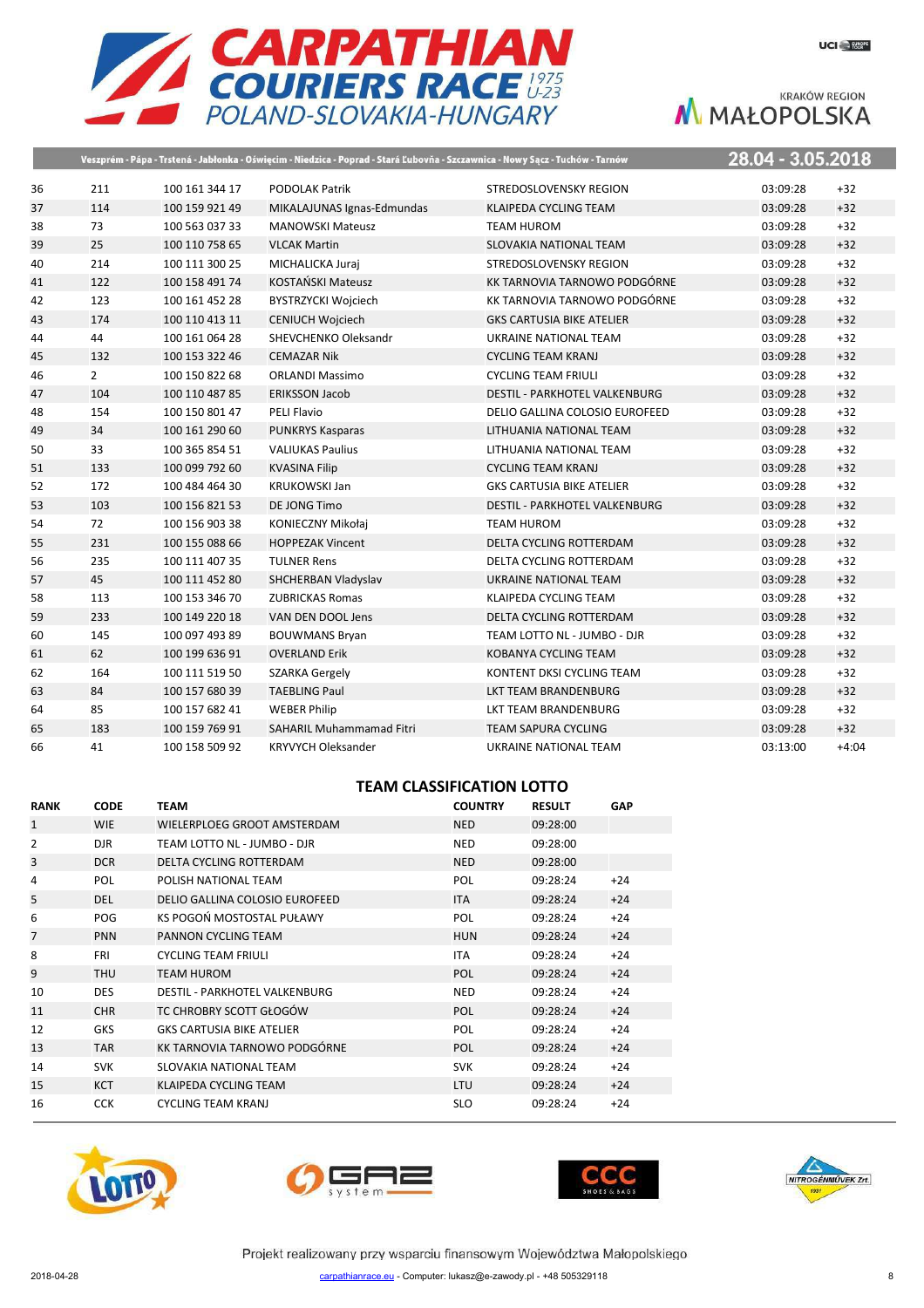| | | | | | | |
|---|---|---|---|---|---|---|
| 36 | 211 | 100 161 344 17 | PODOLAK Patrik | STREDOSLOVENSKY REGION | 03:09:28 | +32 |
| 37 | 114 | 100 159 921 49 | MIKALAJUNAS Ignas-Edmundas | KLAIPEDA CYCLING TEAM | 03:09:28 | +32 |
| 38 | 73 | 100 563 037 33 | MANOWSKI Mateusz | TEAM HUROM | 03:09:28 | +32 |
| 39 | 25 | 100 110 758 65 | VLCAK Martin | SLOVAKIA NATIONAL TEAM | 03:09:28 | +32 |
| 40 | 214 | 100 111 300 25 | MICHALICKA Juraj | STREDOSLOVENSKY REGION | 03:09:28 | +32 |
| 41 | 122 | 100 158 491 74 | KOSTAŃSKI Mateusz | KK TARNOVIA TARNOWO PODGÓRNE | 03:09:28 | +32 |
| 42 | 123 | 100 161 452 28 | BYSTRZYCKI Wojciech | KK TARNOVIA TARNOWO PODGÓRNE | 03:09:28 | +32 |
| 43 | 174 | 100 110 413 11 | CENIUCH Wojciech | GKS CARTUSIA BIKE ATELIER | 03:09:28 | +32 |
| 44 | 44 | 100 161 064 28 | SHEVCHENKO Oleksandr | UKRAINE NATIONAL TEAM | 03:09:28 | +32 |
| 45 | 132 | 100 153 322 46 | CEMAZAR Nik | CYCLING TEAM KRANJ | 03:09:28 | +32 |
| 46 | 2 | 100 150 822 68 | ORLANDI Massimo | CYCLING TEAM FRIULI | 03:09:28 | +32 |
| 47 | 104 | 100 110 487 85 | ERIKSSON Jacob | DESTIL - PARKHOTEL VALKENBURG | 03:09:28 | +32 |
| 48 | 154 | 100 150 801 47 | PELI Flavio | DELIO GALLINA COLOSIO EUROFEED | 03:09:28 | +32 |
| 49 | 34 | 100 161 290 60 | PUNKRYS Kasparas | LITHUANIA NATIONAL TEAM | 03:09:28 | +32 |
| 50 | 33 | 100 365 854 51 | VALIUKAS Paulius | LITHUANIA NATIONAL TEAM | 03:09:28 | +32 |
| 51 | 133 | 100 099 792 60 | KVASINA Filip | CYCLING TEAM KRANJ | 03:09:28 | +32 |
| 52 | 172 | 100 484 464 30 | KRUKOWSKI Jan | GKS CARTUSIA BIKE ATELIER | 03:09:28 | +32 |
| 53 | 103 | 100 156 821 53 | DE JONG Timo | DESTIL - PARKHOTEL VALKENBURG | 03:09:28 | +32 |
| 54 | 72 | 100 156 903 38 | KONIECZNY Mikołaj | TEAM HUROM | 03:09:28 | +32 |
| 55 | 231 | 100 155 088 66 | HOPPEZAK Vincent | DELTA CYCLING ROTTERDAM | 03:09:28 | +32 |
| 56 | 235 | 100 111 407 35 | TULNER Rens | DELTA CYCLING ROTTERDAM | 03:09:28 | +32 |
| 57 | 45 | 100 111 452 80 | SHCHERBAN Vladyslav | UKRAINE NATIONAL TEAM | 03:09:28 | +32 |
| 58 | 113 | 100 153 346 70 | ZUBRICKAS Romas | KLAIPEDA CYCLING TEAM | 03:09:28 | +32 |
| 59 | 233 | 100 149 220 18 | VAN DEN DOOL Jens | DELTA CYCLING ROTTERDAM | 03:09:28 | +32 |
| 60 | 145 | 100 097 493 89 | BOUWMANS Bryan | TEAM LOTTO NL - JUMBO - DJR | 03:09:28 | +32 |
| 61 | 62 | 100 199 636 91 | OVERLAND Erik | KOBANYA CYCLING TEAM | 03:09:28 | +32 |
| 62 | 164 | 100 111 519 50 | SZARKA Gergely | KONTENT DKSI CYCLING TEAM | 03:09:28 | +32 |
| 63 | 84 | 100 157 680 39 | TAEBLING Paul | LKT TEAM BRANDENBURG | 03:09:28 | +32 |
| 64 | 85 | 100 157 682 41 | WEBER Philip | LKT TEAM BRANDENBURG | 03:09:28 | +32 |
| 65 | 183 | 100 159 769 91 | SAHARIL Muhammamad Fitri | TEAM SAPURA CYCLING | 03:09:28 | +32 |
| 66 | 41 | 100 158 509 92 | KRYVYCH Oleksander | UKRAINE NATIONAL TEAM | 03:13:00 | +4:04 |

## TEAM CLASSIFICATION LOTTO

| RANK | CODE | TEAM | COUNTRY | RESULT | GAP |
|---|---|---|---|---|---|
| 1 | WIE | WIELERPLOEG GROOT AMSTERDAM | NED | 09:28:00 | |
| 2 | DJR | TEAM LOTTO NL - JUMBO - DJR | NED | 09:28:00 | |
| 3 | DCR | DELTA CYCLING ROTTERDAM | NED | 09:28:00 | |
| 4 | POL | POLISH NATIONAL TEAM | POL | 09:28:24 | +24 |
| 5 | DEL | DELIO GALLINA COLOSIO EUROFEED | ITA | 09:28:24 | +24 |
| 6 | POG | KS POGOŃ MOSTOSTAL PUŁAWY | POL | 09:28:24 | +24 |
| 7 | PNN | PANNON CYCLING TEAM | HUN | 09:28:24 | +24 |
| 8 | FRI | CYCLING TEAM FRIULI | ITA | 09:28:24 | +24 |
| 9 | THU | TEAM HUROM | POL | 09:28:24 | +24 |
| 10 | DES | DESTIL - PARKHOTEL VALKENBURG | NED | 09:28:24 | +24 |
| 11 | CHR | TC CHROBRY SCOTT GŁOGÓW | POL | 09:28:24 | +24 |
| 12 | GKS | GKS CARTUSIA BIKE ATELIER | POL | 09:28:24 | +24 |
| 13 | TAR | KK TARNOVIA TARNOWO PODGÓRNE | POL | 09:28:24 | +24 |
| 14 | SVK | SLOVAKIA NATIONAL TEAM | SVK | 09:28:24 | +24 |
| 15 | KCT | KLAIPEDA CYCLING TEAM | LTU | 09:28:24 | +24 |
| 16 | CCK | CYCLING TEAM KRANJ | SLO | 09:28:24 | +24 |

Projekt realizowany przy wsparciu finansowym Województwa Małopolskiego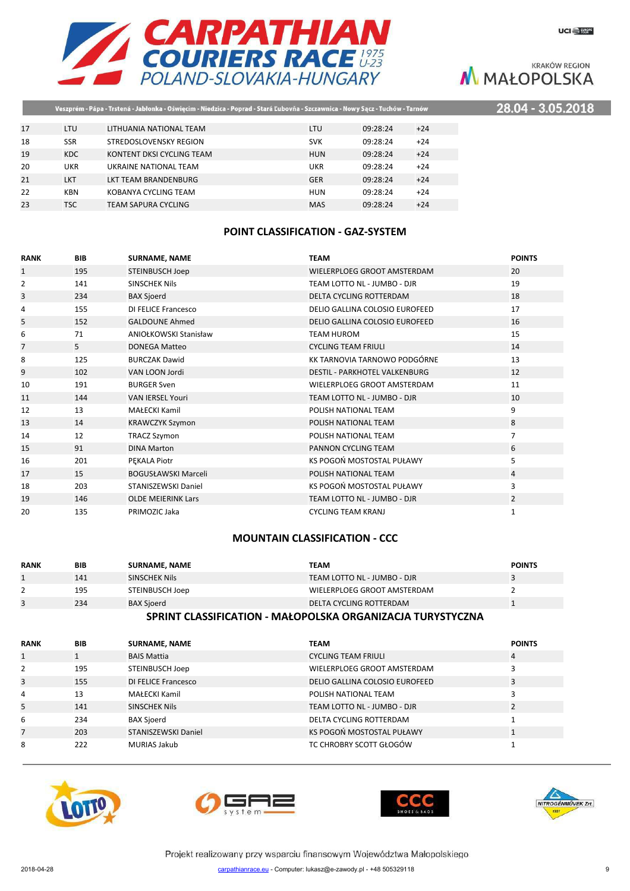| | | | | | |
|---|---|---|---|---|---|
| 17 | LTU | LITHUANIA NATIONAL TEAM | LTU | 09:28:24 | +24 |
| 18 | SSR | STREDOSLOVENSKY REGION | SVK | 09:28:24 | +24 |
| 19 | KDC | KONTENT DKSI CYCLING TEAM | HUN | 09:28:24 | +24 |
| 20 | UKR | UKRAINE NATIONAL TEAM | UKR | 09:28:24 | +24 |
| 21 | LKT | LKT TEAM BRANDENBURG | GER | 09:28:24 | +24 |
| 22 | KBN | KOBANYA CYCLING TEAM | HUN | 09:28:24 | +24 |
| 23 | TSC | TEAM SAPURA CYCLING | MAS | 09:28:24 | +24 |

## POINT CLASSIFICATION - GAZ-SYSTEM

| RANK | BIB | SURNAME, NAME | TEAM | POINTS |
|---|---|---|---|---|
| 1 | 195 | STEINBUSCH Joep | WIELERPLOEG GROOT AMSTERDAM | 20 |
| 2 | 141 | SINSCHEK Nils | TEAM LOTTO NL - JUMBO - DJR | 19 |
| 3 | 234 | BAX Sjoerd | DELTA CYCLING ROTTERDAM | 18 |
| 4 | 155 | DI FELICE Francesco | DELIO GALLINA COLOSIO EUROFEED | 17 |
| 5 | 152 | GALDOUNE Ahmed | DELIO GALLINA COLOSIO EUROFEED | 16 |
| 6 | 71 | ANIOŁKOWSKI Stanisław | TEAM HUROM | 15 |
| 7 | 5 | DONEGA Matteo | CYCLING TEAM FRIULI | 14 |
| 8 | 125 | BURCZAK Dawid | KK TARNOVIA TARNOWO PODGÓRNE | 13 |
| 9 | 102 | VAN LOON Jordi | DESTIL - PARKHOTEL VALKENBURG | 12 |
| 10 | 191 | BURGER Sven | WIELERPLOEG GROOT AMSTERDAM | 11 |
| 11 | 144 | VAN IERSEL Youri | TEAM LOTTO NL - JUMBO - DJR | 10 |
| 12 | 13 | MAŁECKI Kamil | POLISH NATIONAL TEAM | 9 |
| 13 | 14 | KRAWCZYK Szymon | POLISH NATIONAL TEAM | 8 |
| 14 | 12 | TRACZ Szymon | POLISH NATIONAL TEAM | 7 |
| 15 | 91 | DINA Marton | PANNON CYCLING TEAM | 6 |
| 16 | 201 | PĘKALA Piotr | KS POGOŃ MOSTOSTAL PUŁAWY | 5 |
| 17 | 15 | BOGUSŁAWSKI Marceli | POLISH NATIONAL TEAM | 4 |
| 18 | 203 | STANISZEWSKI Daniel | KS POGOŃ MOSTOSTAL PUŁAWY | 3 |
| 19 | 146 | OLDE MEIERINK Lars | TEAM LOTTO NL - JUMBO - DJR | 2 |
| 20 | 135 | PRIMOZIC Jaka | CYCLING TEAM KRANJ | 1 |

## MOUNTAIN CLASSIFICATION - CCC

| RANK | BIB | SURNAME, NAME | TEAM | POINTS |
|---|---|---|---|---|
| 1 | 141 | SINSCHEK Nils | TEAM LOTTO NL - JUMBO - DJR | 3 |
| 2 | 195 | STEINBUSCH Joep | WIELERPLOEG GROOT AMSTERDAM | 2 |
| 3 | 234 | BAX Sjoerd | DELTA CYCLING ROTTERDAM | 1 |

## SPRINT CLASSIFICATION - MAŁOPOLSKA ORGANIZACJA TURYSTYCZNA

| RANK | BIB | SURNAME, NAME | TEAM | POINTS |
|---|---|---|---|---|
| 1 | 1 | BAIS Mattia | CYCLING TEAM FRIULI | 4 |
| 2 | 195 | STEINBUSCH Joep | WIELERPLOEG GROOT AMSTERDAM | 3 |
| 3 | 155 | DI FELICE Francesco | DELIO GALLINA COLOSIO EUROFEED | 3 |
| 4 | 13 | MAŁECKI Kamil | POLISH NATIONAL TEAM | 3 |
| 5 | 141 | SINSCHEK Nils | TEAM LOTTO NL - JUMBO - DJR | 2 |
| 6 | 234 | BAX Sjoerd | DELTA CYCLING ROTTERDAM | 1 |
| 7 | 203 | STANISZEWSKI Daniel | KS POGOŃ MOSTOSTAL PUŁAWY | 1 |
| 8 | 222 | MURIAS Jakub | TC CHROBRY SCOTT GŁOGÓW | 1 |

Projekt realizowany przy wsparciu finansowym Województwa Małopolskiego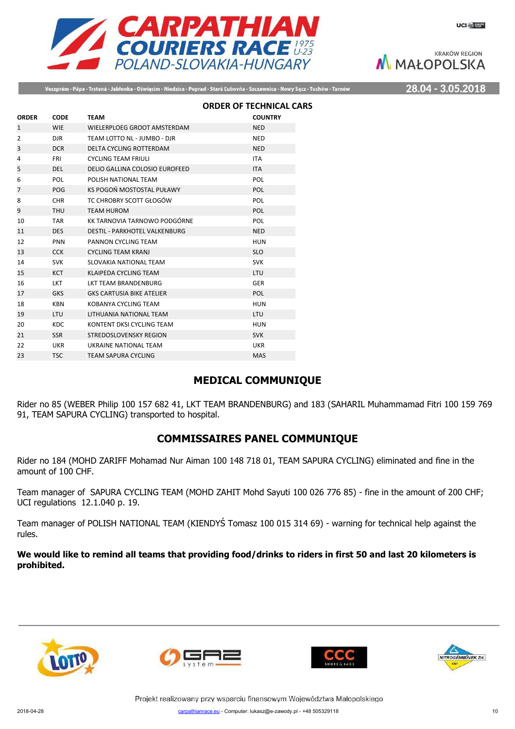## ORDER OF TECHNICAL CARS

| ORDER | CODE | TEAM | COUNTRY |
|---|---|---|---|
| 1 | WIE | WIELERPLOEG GROOT AMSTERDAM | NED |
| 2 | DJR | TEAM LOTTO NL - JUMBO - DJR | NED |
| 3 | DCR | DELTA CYCLING ROTTERDAM | NED |
| 4 | FRI | CYCLING TEAM FRIULI | ITA |
| 5 | DEL | DELIO GALLINA COLOSIO EUROFEED | ITA |
| 6 | POL | POLISH NATIONAL TEAM | POL |
| 7 | POG | KS POGOŃ MOSTOSTAL PUŁAWY | POL |
| 8 | CHR | TC CHROBRY SCOTT GŁOGÓW | POL |
| 9 | THU | TEAM HUROM | POL |
| 10 | TAR | KK TARNOVIA TARNOWO PODGÓRNE | POL |
| 11 | DES | DESTIL - PARKHOTEL VALKENBURG | NED |
| 12 | PNN | PANNON CYCLING TEAM | HUN |
| 13 | CCK | CYCLING TEAM KRANJ | SLO |
| 14 | SVK | SLOVAKIA NATIONAL TEAM | SVK |
| 15 | KCT | KLAIPEDA CYCLING TEAM | LTU |
| 16 | LKT | LKT TEAM BRANDENBURG | GER |
| 17 | GKS | GKS CARTUSIA BIKE ATELIER | POL |
| 18 | KBN | KOBANYA CYCLING TEAM | HUN |
| 19 | LTU | LITHUANIA NATIONAL TEAM | LTU |
| 20 | KDC | KONTENT DKSI CYCLING TEAM | HUN |
| 21 | SSR | STREDOSLOVENSKY REGION | SVK |
| 22 | UKR | UKRAINE NATIONAL TEAM | UKR |
| 23 | TSC | TEAM SAPURA CYCLING | MAS |

## MEDICAL COMMUNIQUE

Rider no 85 (WEBER Philip 100 157 682 41, LKT TEAM BRANDENBURG) and 183 (SAHARIL Muhammamad Fitri 100 159 769 91, TEAM SAPURA CYCLING) transported to hospital.

## COMMISSAIRES PANEL COMMUNIQUE

Rider no 184 (MOHD ZARIFF Mohamad Nur Aiman 100 148 718 01, TEAM SAPURA CYCLING) eliminated and fine in the amount of 100 CHF.

Team manager of SAPURA CYCLING TEAM (MOHD ZAHIT Mohd Sayuti 100 026 776 85) - fine in the amount of 200 CHF; UCI regulations 12.1.040 p. 19.

Team manager of POLISH NATIONAL TEAM (KIENDYŚ Tomasz 100 015 314 69) - warning for technical help against the rules.

**We would like to remind all teams that providing food/drinks to riders in first 50 and last 20 kilometers is prohibited.**

Projekt realizowany przy wsparciu finansowym Województwa Małopolskiego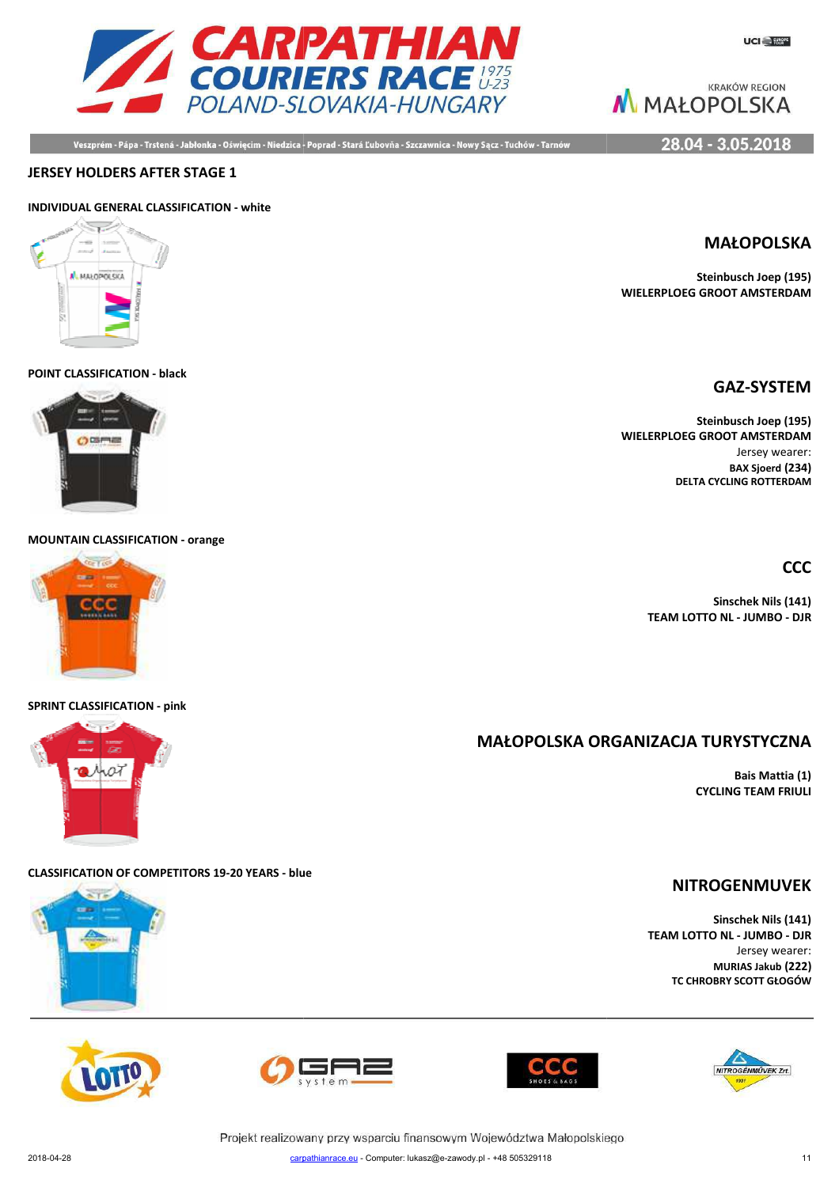## JERSEY HOLDERS AFTER STAGE 1

### INDIVIDUAL GENERAL CLASSIFICATION - white

**MAŁOPOLSKA**

**Steinbusch Joep (195)**
**WIELERPLOEG GROOT AMSTERDAM**

### POINT CLASSIFICATION - black

**GAZ-SYSTEM**

**Steinbusch Joep (195)**
**WIELERPLOEG GROOT AMSTERDAM**
Jersey wearer:
**BAX Sjoerd (234)**
**DELTA CYCLING ROTTERDAM**

### MOUNTAIN CLASSIFICATION - orange

**CCC**

**Sinschek Nils (141)**
**TEAM LOTTO NL - JUMBO - DJR**

### SPRINT CLASSIFICATION - pink

**MAŁOPOLSKA ORGANIZACJA TURYSTYCZNA**

**Bais Mattia (1)**
**CYCLING TEAM FRIULI**

### CLASSIFICATION OF COMPETITORS 19-20 YEARS - blue

**NITROGENMUVEK**

**Sinschek Nils (141)**
**TEAM LOTTO NL - JUMBO - DJR**
Jersey wearer:
**MURIAS Jakub (222)**
**TC CHROBRY SCOTT GŁOGÓW**

Projekt realizowany przy wsparciu finansowym Województwa Małopolskiego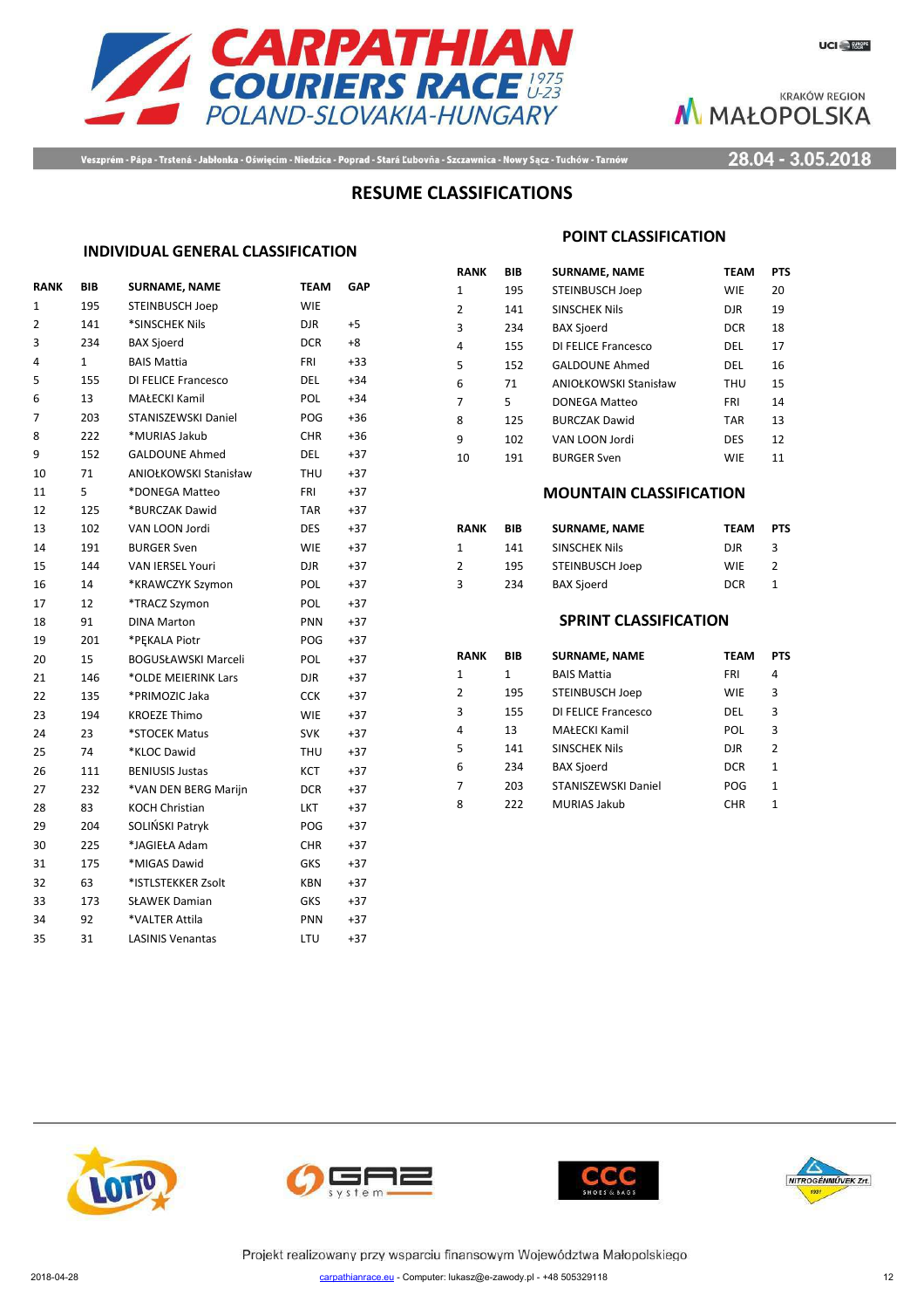# CARPATHIAN COURIERS RACE 1975 U-23

POLAND-SLOVAKIA-HUNGARY

KRAKÓW REGION MAŁOPOLSKA

Veszprém - Pápa - Trstená - Jabłonka - Oświęcim - Niedzica - Poprad - Stará Ľubovňa - Szczawnica - Nowy Sącz - Tuchów - Tarnów

28.04 - 3.05.2018

## RESUME CLASSIFICATIONS

### INDIVIDUAL GENERAL CLASSIFICATION

| RANK | BIB | SURNAME, NAME | TEAM | GAP |
|---|---|---|---|---|
| 1 | 195 | STEINBUSCH Joep | WIE | |
| 2 | 141 | *SINSCHEK Nils | DJR | +5 |
| 3 | 234 | BAX Sjoerd | DCR | +8 |
| 4 | 1 | BAIS Mattia | FRI | +33 |
| 5 | 155 | DI FELICE Francesco | DEL | +34 |
| 6 | 13 | MAŁECKI Kamil | POL | +34 |
| 7 | 203 | STANISZEWSKI Daniel | POG | +36 |
| 8 | 222 | *MURIAS Jakub | CHR | +36 |
| 9 | 152 | GALDOUNE Ahmed | DEL | +37 |
| 10 | 71 | ANIOŁKOWSKI Stanisław | THU | +37 |
| 11 | 5 | *DONEGA Matteo | FRI | +37 |
| 12 | 125 | *BURCZAK Dawid | TAR | +37 |
| 13 | 102 | VAN LOON Jordi | DES | +37 |
| 14 | 191 | BURGER Sven | WIE | +37 |
| 15 | 144 | VAN IERSEL Youri | DJR | +37 |
| 16 | 14 | *KRAWCZYK Szymon | POL | +37 |
| 17 | 12 | *TRACZ Szymon | POL | +37 |
| 18 | 91 | DINA Marton | PNN | +37 |
| 19 | 201 | *PĘKALA Piotr | POG | +37 |
| 20 | 15 | BOGUSŁAWSKI Marceli | POL | +37 |
| 21 | 146 | *OLDE MEIERINK Lars | DJR | +37 |
| 22 | 135 | *PRIMOZIC Jaka | CCK | +37 |
| 23 | 194 | KROEZE Thimo | WIE | +37 |
| 24 | 23 | *STOCEK Matus | SVK | +37 |
| 25 | 74 | *KLOC Dawid | THU | +37 |
| 26 | 111 | BENIUSIS Justas | KCT | +37 |
| 27 | 232 | *VAN DEN BERG Marijn | DCR | +37 |
| 28 | 83 | KOCH Christian | LKT | +37 |
| 29 | 204 | SOLIŃSKI Patryk | POG | +37 |
| 30 | 225 | *JAGIEŁA Adam | CHR | +37 |
| 31 | 175 | *MIGAS Dawid | GKS | +37 |
| 32 | 63 | *ISTLSTEKKER Zsolt | KBN | +37 |
| 33 | 173 | SŁAWEK Damian | GKS | +37 |
| 34 | 92 | *VALTER Attila | PNN | +37 |
| 35 | 31 | LASINIS Venantas | LTU | +37 |

### POINT CLASSIFICATION

| RANK | BIB | SURNAME, NAME | TEAM | PTS |
|---|---|---|---|---|
| 1 | 195 | STEINBUSCH Joep | WIE | 20 |
| 2 | 141 | SINSCHEK Nils | DJR | 19 |
| 3 | 234 | BAX Sjoerd | DCR | 18 |
| 4 | 155 | DI FELICE Francesco | DEL | 17 |
| 5 | 152 | GALDOUNE Ahmed | DEL | 16 |
| 6 | 71 | ANIOŁKOWSKI Stanisław | THU | 15 |
| 7 | 5 | DONEGA Matteo | FRI | 14 |
| 8 | 125 | BURCZAK Dawid | TAR | 13 |
| 9 | 102 | VAN LOON Jordi | DES | 12 |
| 10 | 191 | BURGER Sven | WIE | 11 |

### MOUNTAIN CLASSIFICATION

| RANK | BIB | SURNAME, NAME | TEAM | PTS |
|---|---|---|---|---|
| 1 | 141 | SINSCHEK Nils | DJR | 3 |
| 2 | 195 | STEINBUSCH Joep | WIE | 2 |
| 3 | 234 | BAX Sjoerd | DCR | 1 |

### SPRINT CLASSIFICATION

| RANK | BIB | SURNAME, NAME | TEAM | PTS |
|---|---|---|---|---|
| 1 | 1 | BAIS Mattia | FRI | 4 |
| 2 | 195 | STEINBUSCH Joep | WIE | 3 |
| 3 | 155 | DI FELICE Francesco | DEL | 3 |
| 4 | 13 | MAŁECKI Kamil | POL | 3 |
| 5 | 141 | SINSCHEK Nils | DJR | 2 |
| 6 | 234 | BAX Sjoerd | DCR | 1 |
| 7 | 203 | STANISZEWSKI Daniel | POG | 1 |
| 8 | 222 | MURIAS Jakub | CHR | 1 |

Projekt realizowany przy wsparciu finansowym Województwa Małopolskiego

2018-04-28 carpathianrace.eu - Computer: lukasz@e-zawody.pl - +48 505329118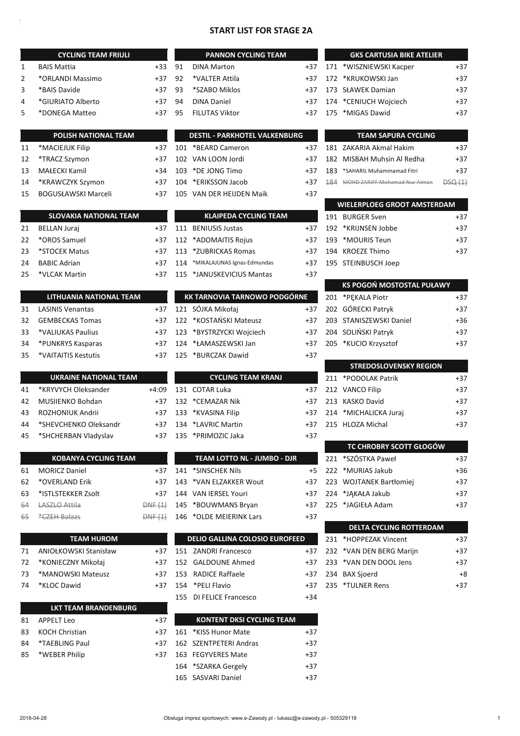# START LIST FOR STAGE 2A

### CYCLING TEAM FRIULI

| | | |
|---|---|---|
| 1 | BAIS Mattia | +33 |
| 2 | *ORLANDI Massimo | +37 |
| 3 | *BAIS Davide | +37 |
| 4 | *GIURIATO Alberto | +37 |
| 5 | *DONEGA Matteo | +37 |

### POLISH NATIONAL TEAM

| | | |
|---|---|---|
| 11 | *MACIEJUK Filip | +37 |
| 12 | *TRACZ Szymon | +37 |
| 13 | MAŁECKI Kamil | +34 |
| 14 | *KRAWCZYK Szymon | +37 |
| 15 | BOGUSŁAWSKI Marceli | +37 |

### SLOVAKIA NATIONAL TEAM

| | | |
|---|---|---|
| 21 | BELLAN Juraj | +37 |
| 22 | *OROS Samuel | +37 |
| 23 | *STOCEK Matus | +37 |
| 24 | BABIC Adrian | +37 |
| 25 | *VLCAK Martin | +37 |

### LITHUANIA NATIONAL TEAM

| | | |
|---|---|---|
| 31 | LASINIS Venantas | +37 |
| 32 | GEMBECKAS Tomas | +37 |
| 33 | *VALIUKAS Paulius | +37 |
| 34 | *PUNKRYS Kasparas | +37 |
| 35 | *VAITAITIS Kestutis | +37 |

### UKRAINE NATIONAL TEAM

| | | |
|---|---|---|
| 41 | *KRYVYCH Oleksander | +4:09 |
| 42 | MUSIIENKO Bohdan | +37 |
| 43 | ROZHONIUK Andrii | +37 |
| 44 | *SHEVCHENKO Oleksandr | +37 |
| 45 | *SHCHERBAN Vladyslav | +37 |

### KOBANYA CYCLING TEAM

| | | |
|---|---|---|
| 61 | MORICZ Daniel | +37 |
| 62 | *OVERLAND Erik | +37 |
| 63 | *ISTLSTEKKER Zsolt | +37 |
| ~~64~~ | ~~LASZLO Attila~~ | ~~DNF (1)~~ |
| ~~65~~ | ~~*CZEH Balazs~~ | ~~DNF (1)~~ |

### TEAM HUROM

| | | |
|---|---|---|
| 71 | ANIOŁKOWSKI Stanisław | +37 |
| 72 | *KONIECZNY Mikołaj | +37 |
| 73 | *MANOWSKI Mateusz | +37 |
| 74 | *KLOC Dawid | +37 |

### LKT TEAM BRANDENBURG

| | | |
|---|---|---|
| 81 | APPELT Leo | +37 |
| 83 | KOCH Christian | +37 |
| 84 | *TAEBLING Paul | +37 |
| 85 | *WEBER Philip | +37 |

### PANNON CYCLING TEAM

| | | |
|---|---|---|
| 91 | DINA Marton | +37 |
| 92 | *VALTER Attila | +37 |
| 93 | *SZABO Miklos | +37 |
| 94 | DINA Daniel | +37 |
| 95 | FILUTAS Viktor | +37 |

### DESTIL - PARKHOTEL VALKENBURG

| | | |
|---|---|---|
| 101 | *BEARD Cameron | +37 |
| 102 | VAN LOON Jordi | +37 |
| 103 | *DE JONG Timo | +37 |
| 104 | *ERIKSSON Jacob | +37 |
| 105 | VAN DER HEIJDEN Maik | +37 |

### KLAIPEDA CYCLING TEAM

| | | |
|---|---|---|
| 111 | BENIUSIS Justas | +37 |
| 112 | *ADOMAITIS Rojus | +37 |
| 113 | *ZUBRICKAS Romas | +37 |
| 114 | *MIKALAJUNAS Ignas-Edmundas | +37 |
| 115 | *JANUSKEVICIUS Mantas | +37 |

### KK TARNOVIA TARNOWO PODGÓRNE

| | | |
|---|---|---|
| 121 | SÓJKA Mikołaj | +37 |
| 122 | *KOSTAŃSKI Mateusz | +37 |
| 123 | *BYSTRZYCKI Wojciech | +37 |
| 124 | *ŁAMASZEWSKI Jan | +37 |
| 125 | *BURCZAK Dawid | +37 |

### CYCLING TEAM KRANJ

| | | |
|---|---|---|
| 131 | COTAR Luka | +37 |
| 132 | *CEMAZAR Nik | +37 |
| 133 | *KVASINA Filip | +37 |
| 134 | *LAVRIC Martin | +37 |
| 135 | *PRIMOZIC Jaka | +37 |

### TEAM LOTTO NL - JUMBO - DJR

| | | |
|---|---|---|
| 141 | *SINSCHEK Nils | +5 |
| 143 | *VAN ELZAKKER Wout | +37 |
| 144 | VAN IERSEL Youri | +37 |
| 145 | *BOUWMANS Bryan | +37 |
| 146 | *OLDE MEIERINK Lars | +37 |

### DELIO GALLINA COLOSIO EUROFEED

| | | |
|---|---|---|
| 151 | ZANDRI Francesco | +37 |
| 152 | GALDOUNE Ahmed | +37 |
| 153 | RADICE Raffaele | +37 |
| 154 | *PELI Flavio | +37 |
| 155 | DI FELICE Francesco | +34 |

### KONTENT DKSI CYCLING TEAM

| | | |
|---|---|---|
| 161 | *KISS Hunor Mate | +37 |
| 162 | SZENTPETERI Andras | +37 |
| 163 | FEGYVERES Mate | +37 |
| 164 | *SZARKA Gergely | +37 |
| 165 | SASVARI Daniel | +37 |

### GKS CARTUSIA BIKE ATELIER

| | | |
|---|---|---|
| 171 | *WISZNIEWSKI Kacper | +37 |
| 172 | *KRUKOWSKI Jan | +37 |
| 173 | SŁAWEK Damian | +37 |
| 174 | *CENIUCH Wojciech | +37 |
| 175 | *MIGAS Dawid | +37 |

### TEAM SAPURA CYCLING

| | | |
|---|---|---|
| 181 | ZAKARIA Akmal Hakim | +37 |
| 182 | MISBAH Muhsin Al Redha | +37 |
| 183 | *SAHARIL Muhammamad Fitri | +37 |
| ~~184~~ | ~~MOHD ZARIFF Mohamad Nur Aiman~~ | ~~DSQ (1)~~ |

### WIELERPLOEG GROOT AMSTERDAM

| | | |
|---|---|---|
| 191 | BURGER Sven | +37 |
| 192 | *KRIJNSEN Jobbe | +37 |
| 193 | *MOURIS Teun | +37 |
| 194 | KROEZE Thimo | +37 |
| 195 | STEINBUSCH Joep | |

### KS POGOŃ MOSTOSTAL PUŁAWY

| | | |
|---|---|---|
| 201 | *PĘKALA Piotr | +37 |
| 202 | GÓRECKI Patryk | +37 |
| 203 | STANISZEWSKI Daniel | +36 |
| 204 | SOLIŃSKI Patryk | +37 |
| 205 | *KUCIO Krzysztof | +37 |

### STREDOSLOVENSKY REGION

| | | |
|---|---|---|
| 211 | *PODOLAK Patrik | +37 |
| 212 | VANCO Filip | +37 |
| 213 | KASKO David | +37 |
| 214 | *MICHALICKA Juraj | +37 |
| 215 | HLOZA Michal | +37 |

### TC CHROBRY SCOTT GŁOGÓW

| | | |
|---|---|---|
| 221 | *SZÓSTKA Paweł | +37 |
| 222 | *MURIAS Jakub | +36 |
| 223 | WOJTANEK Bartłomiej | +37 |
| 224 | *JĄKAŁA Jakub | +37 |
| 225 | *JAGIEŁA Adam | +37 |

### DELTA CYCLING ROTTERDAM

| | | |
|---|---|---|
| 231 | *HOPPEZAK Vincent | +37 |
| 232 | *VAN DEN BERG Marijn | +37 |
| 233 | *VAN DEN DOOL Jens | +37 |
| 234 | BAX Sjoerd | +8 |
| 235 | *TULNER Rens | +37 |

2018-04-28 Obsługa imprez sportowych: www.e-Zawody.pl - lukasz@e-zawody.pl - 505329118